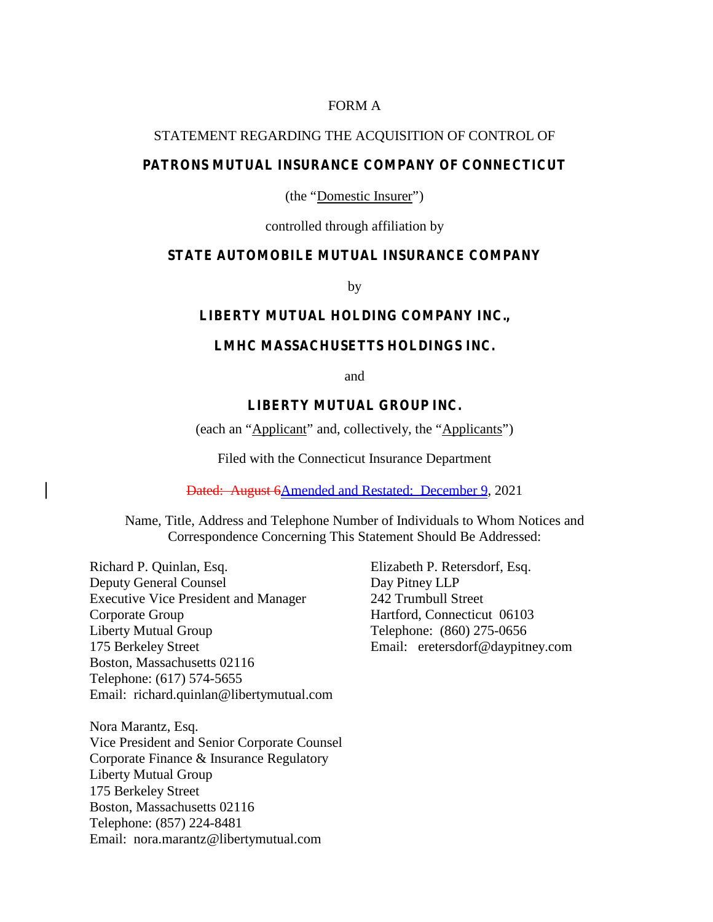FORM A

STATEMENT REGARDING THE ACQUISITION OF CONTROL OF

**PATRONS MUTUAL INSURANCE COMPANY OF CONNECTICUT**

(the "Domestic Insurer")

controlled through affiliation by

**STATE AUTOMOBILE MUTUAL INSURANCE COMPANY**

by

**LIBERTY MUTUAL HOLDING COMPANY INC.,**

**LMHC MASSACHUSETTS HOLDINGS INC.**

and

**LIBERTY MUTUAL GROUP INC.**

(each an "Applicant" and, collectively, the "Applicants")

Filed with the Connecticut Insurance Department

~~Dated: August 6~~Amended and Restated: December 9, 2021

Name, Title, Address and Telephone Number of Individuals to Whom Notices and Correspondence Concerning This Statement Should Be Addressed:

Richard P. Quinlan, Esq.
Deputy General Counsel
Executive Vice President and Manager
Corporate Group
Liberty Mutual Group
175 Berkeley Street
Boston, Massachusetts 02116
Telephone: (617) 574-5655
Email: richard.quinlan@libertymutual.com

Nora Marantz, Esq.
Vice President and Senior Corporate Counsel
Corporate Finance & Insurance Regulatory
Liberty Mutual Group
175 Berkeley Street
Boston, Massachusetts 02116
Telephone: (857) 224-8481
Email: nora.marantz@libertymutual.com

Elizabeth P. Retersdorf, Esq.
Day Pitney LLP
242 Trumbull Street
Hartford, Connecticut 06103
Telephone: (860) 275-0656
Email: eretersdorf@daypitney.com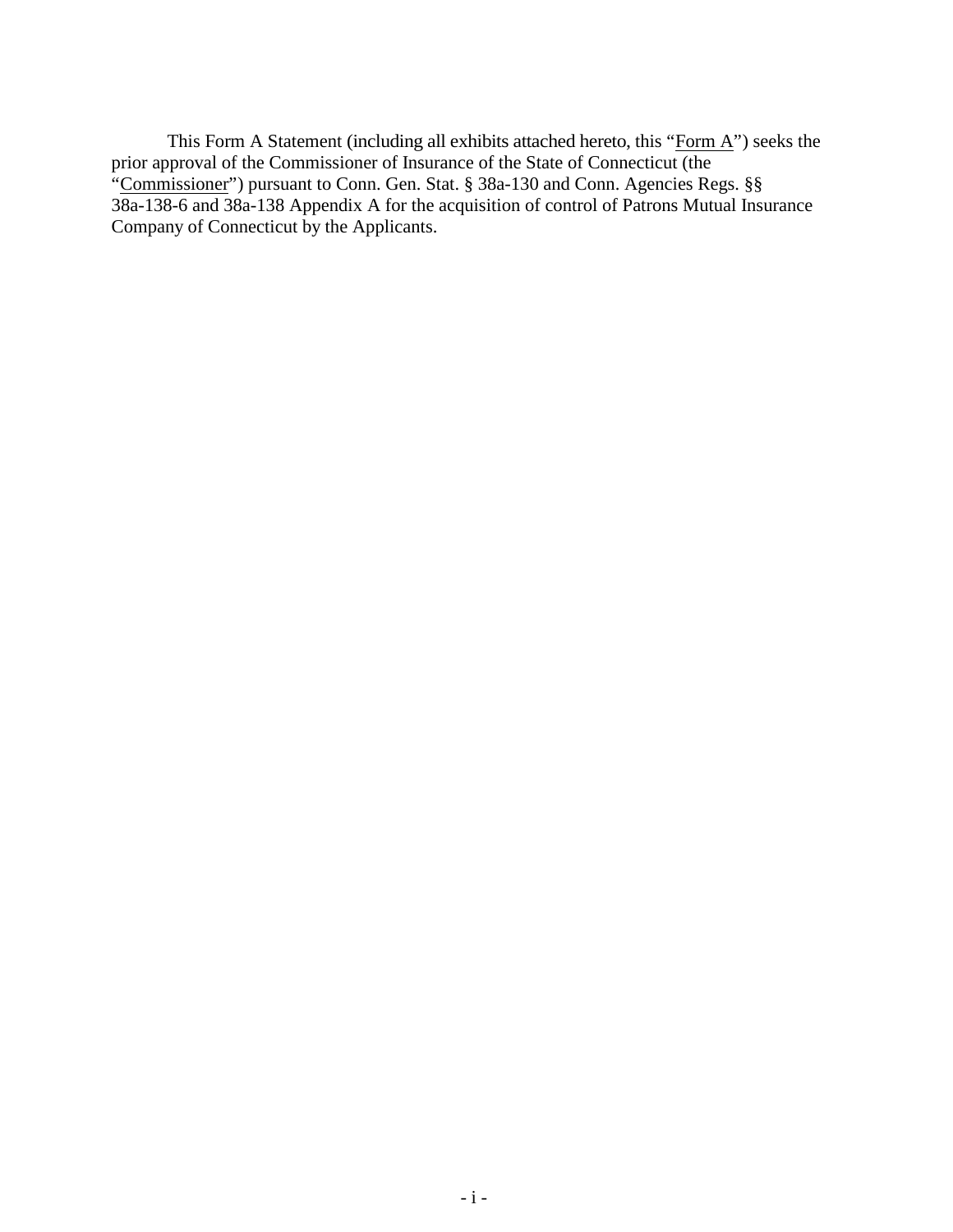This Form A Statement (including all exhibits attached hereto, this "Form A") seeks the prior approval of the Commissioner of Insurance of the State of Connecticut (the "Commissioner") pursuant to Conn. Gen. Stat. § 38a-130 and Conn. Agencies Regs. §§ 38a-138-6 and 38a-138 Appendix A for the acquisition of control of Patrons Mutual Insurance Company of Connecticut by the Applicants.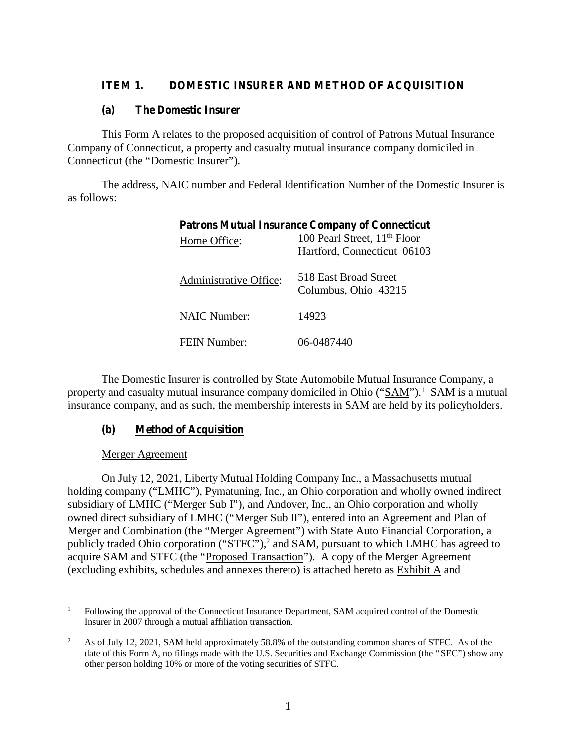## ITEM 1. DOMESTIC INSURER AND METHOD OF ACQUISITION

### (a) The Domestic Insurer

This Form A relates to the proposed acquisition of control of Patrons Mutual Insurance Company of Connecticut, a property and casualty mutual insurance company domiciled in Connecticut (the "Domestic Insurer").

The address, NAIC number and Federal Identification Number of the Domestic Insurer is as follows:

**Patrons Mutual Insurance Company of Connecticut**

| | |
|---|---|
| Home Office: | 100 Pearl Street, 11th Floor<br>Hartford, Connecticut 06103 |
| Administrative Office: | 518 East Broad Street<br>Columbus, Ohio 43215 |
| NAIC Number: | 14923 |
| FEIN Number: | 06-0487440 |

The Domestic Insurer is controlled by State Automobile Mutual Insurance Company, a property and casualty mutual insurance company domiciled in Ohio ("SAM").[1] SAM is a mutual insurance company, and as such, the membership interests in SAM are held by its policyholders.

### (b) Method of Acquisition

Merger Agreement

On July 12, 2021, Liberty Mutual Holding Company Inc., a Massachusetts mutual holding company ("LMHC"), Pymatuning, Inc., an Ohio corporation and wholly owned indirect subsidiary of LMHC ("Merger Sub I"), and Andover, Inc., an Ohio corporation and wholly owned direct subsidiary of LMHC ("Merger Sub II"), entered into an Agreement and Plan of Merger and Combination (the "Merger Agreement") with State Auto Financial Corporation, a publicly traded Ohio corporation ("STFC"),[2] and SAM, pursuant to which LMHC has agreed to acquire SAM and STFC (the "Proposed Transaction"). A copy of the Merger Agreement (excluding exhibits, schedules and annexes thereto) is attached hereto as Exhibit A and

---

[1] Following the approval of the Connecticut Insurance Department, SAM acquired control of the Domestic Insurer in 2007 through a mutual affiliation transaction.

[2] As of July 12, 2021, SAM held approximately 58.8% of the outstanding common shares of STFC. As of the date of this Form A, no filings made with the U.S. Securities and Exchange Commission (the "SEC") show any other person holding 10% or more of the voting securities of STFC.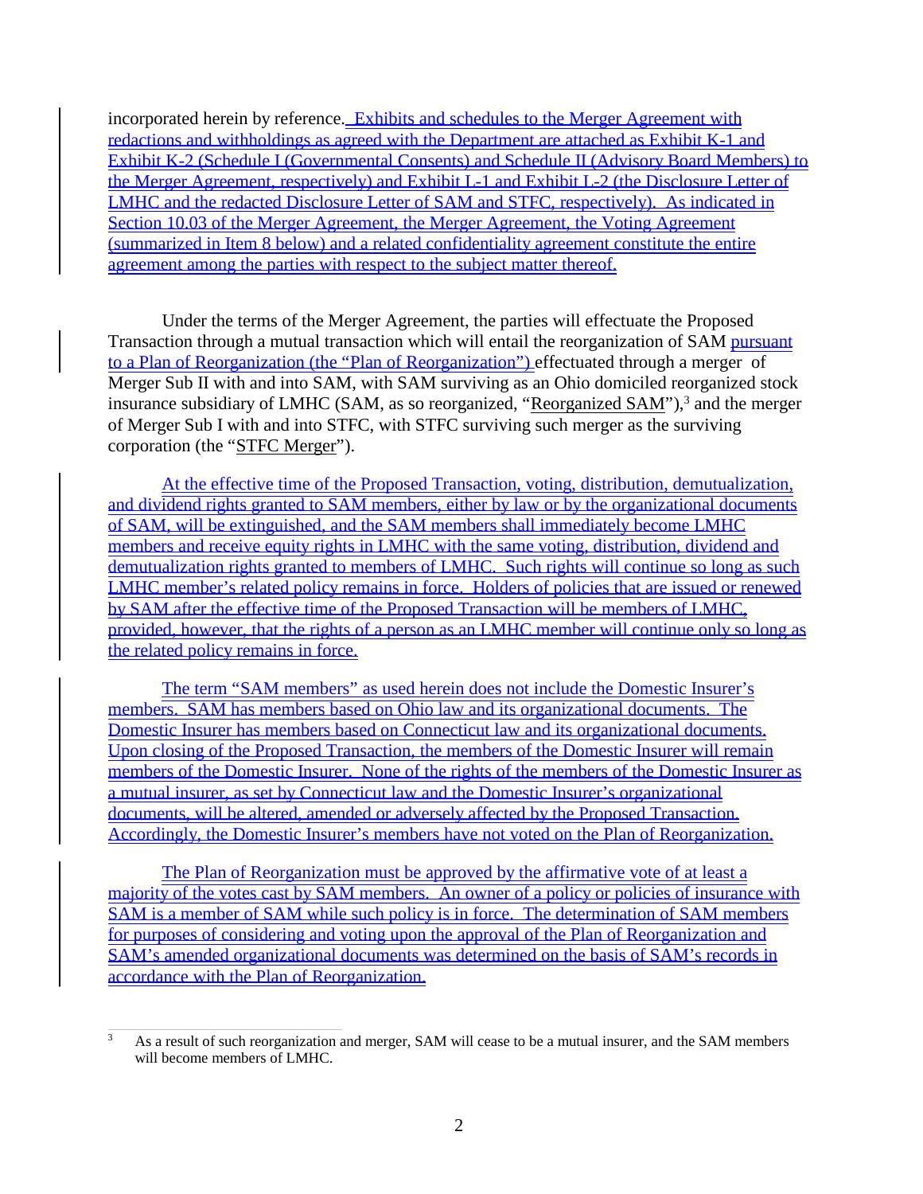incorporated herein by reference. Exhibits and schedules to the Merger Agreement with redactions and withholdings as agreed with the Department are attached as Exhibit K-1 and Exhibit K-2 (Schedule I (Governmental Consents) and Schedule II (Advisory Board Members) to the Merger Agreement, respectively) and Exhibit L-1 and Exhibit L-2 (the Disclosure Letter of LMHC and the redacted Disclosure Letter of SAM and STFC, respectively). As indicated in Section 10.03 of the Merger Agreement, the Merger Agreement, the Voting Agreement (summarized in Item 8 below) and a related confidentiality agreement constitute the entire agreement among the parties with respect to the subject matter thereof.

Under the terms of the Merger Agreement, the parties will effectuate the Proposed Transaction through a mutual transaction which will entail the reorganization of SAM pursuant to a Plan of Reorganization (the "Plan of Reorganization") effectuated through a merger of Merger Sub II with and into SAM, with SAM surviving as an Ohio domiciled reorganized stock insurance subsidiary of LMHC (SAM, as so reorganized, "Reorganized SAM"),[3] and the merger of Merger Sub I with and into STFC, with STFC surviving such merger as the surviving corporation (the "STFC Merger").

At the effective time of the Proposed Transaction, voting, distribution, demutualization, and dividend rights granted to SAM members, either by law or by the organizational documents of SAM, will be extinguished, and the SAM members shall immediately become LMHC members and receive equity rights in LMHC with the same voting, distribution, dividend and demutualization rights granted to members of LMHC. Such rights will continue so long as such LMHC member's related policy remains in force. Holders of policies that are issued or renewed by SAM after the effective time of the Proposed Transaction will be members of LMHC, provided, however, that the rights of a person as an LMHC member will continue only so long as the related policy remains in force.

The term "SAM members" as used herein does not include the Domestic Insurer's members. SAM has members based on Ohio law and its organizational documents. The Domestic Insurer has members based on Connecticut law and its organizational documents. Upon closing of the Proposed Transaction, the members of the Domestic Insurer will remain members of the Domestic Insurer. None of the rights of the members of the Domestic Insurer as a mutual insurer, as set by Connecticut law and the Domestic Insurer's organizational documents, will be altered, amended or adversely affected by the Proposed Transaction. Accordingly, the Domestic Insurer's members have not voted on the Plan of Reorganization.

The Plan of Reorganization must be approved by the affirmative vote of at least a majority of the votes cast by SAM members. An owner of a policy or policies of insurance with SAM is a member of SAM while such policy is in force. The determination of SAM members for purposes of considering and voting upon the approval of the Plan of Reorganization and SAM's amended organizational documents was determined on the basis of SAM's records in accordance with the Plan of Reorganization.

---

[3] As a result of such reorganization and merger, SAM will cease to be a mutual insurer, and the SAM members will become members of LMHC.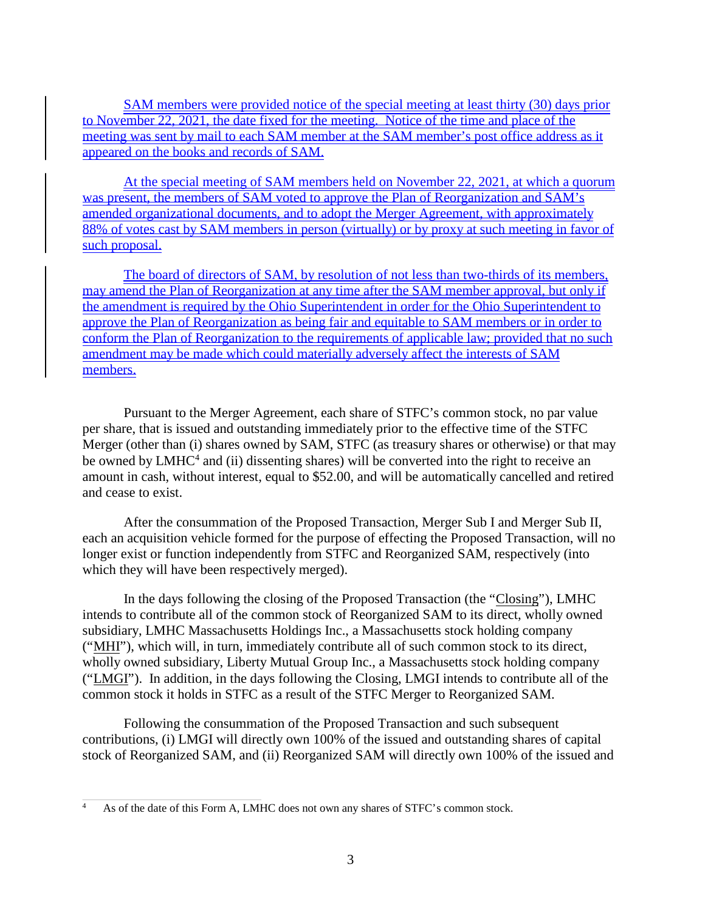SAM members were provided notice of the special meeting at least thirty (30) days prior to November 22, 2021, the date fixed for the meeting. Notice of the time and place of the meeting was sent by mail to each SAM member at the SAM member's post office address as it appeared on the books and records of SAM.

At the special meeting of SAM members held on November 22, 2021, at which a quorum was present, the members of SAM voted to approve the Plan of Reorganization and SAM's amended organizational documents, and to adopt the Merger Agreement, with approximately 88% of votes cast by SAM members in person (virtually) or by proxy at such meeting in favor of such proposal.

The board of directors of SAM, by resolution of not less than two-thirds of its members, may amend the Plan of Reorganization at any time after the SAM member approval, but only if the amendment is required by the Ohio Superintendent in order for the Ohio Superintendent to approve the Plan of Reorganization as being fair and equitable to SAM members or in order to conform the Plan of Reorganization to the requirements of applicable law; provided that no such amendment may be made which could materially adversely affect the interests of SAM members.

Pursuant to the Merger Agreement, each share of STFC's common stock, no par value per share, that is issued and outstanding immediately prior to the effective time of the STFC Merger (other than (i) shares owned by SAM, STFC (as treasury shares or otherwise) or that may be owned by LMHC[4] and (ii) dissenting shares) will be converted into the right to receive an amount in cash, without interest, equal to $52.00, and will be automatically cancelled and retired and cease to exist.

After the consummation of the Proposed Transaction, Merger Sub I and Merger Sub II, each an acquisition vehicle formed for the purpose of effecting the Proposed Transaction, will no longer exist or function independently from STFC and Reorganized SAM, respectively (into which they will have been respectively merged).

In the days following the closing of the Proposed Transaction (the "Closing"), LMHC intends to contribute all of the common stock of Reorganized SAM to its direct, wholly owned subsidiary, LMHC Massachusetts Holdings Inc., a Massachusetts stock holding company ("MHI"), which will, in turn, immediately contribute all of such common stock to its direct, wholly owned subsidiary, Liberty Mutual Group Inc., a Massachusetts stock holding company ("LMGI"). In addition, in the days following the Closing, LMGI intends to contribute all of the common stock it holds in STFC as a result of the STFC Merger to Reorganized SAM.

Following the consummation of the Proposed Transaction and such subsequent contributions, (i) LMGI will directly own 100% of the issued and outstanding shares of capital stock of Reorganized SAM, and (ii) Reorganized SAM will directly own 100% of the issued and

[4] As of the date of this Form A, LMHC does not own any shares of STFC's common stock.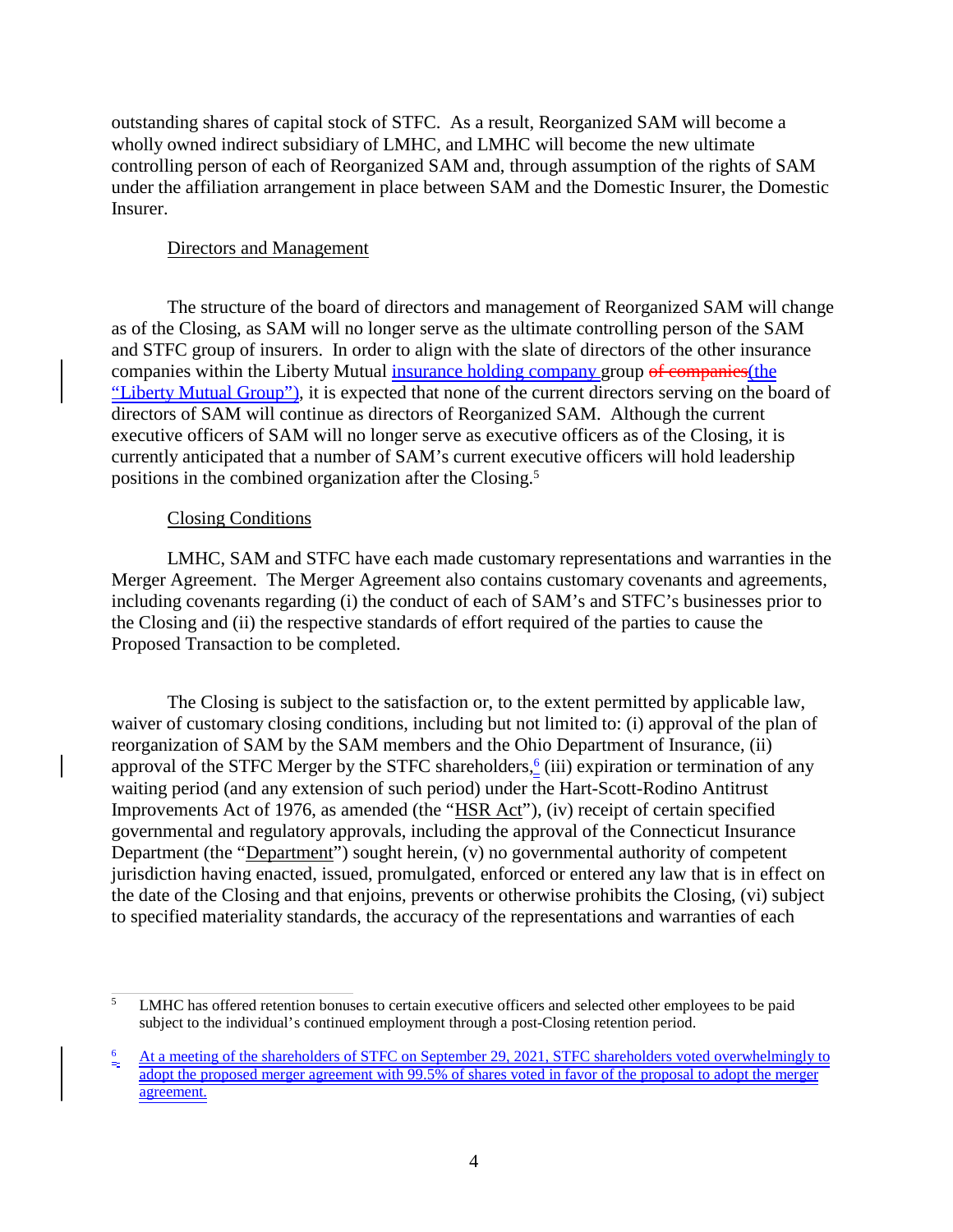outstanding shares of capital stock of STFC. As a result, Reorganized SAM will become a wholly owned indirect subsidiary of LMHC, and LMHC will become the new ultimate controlling person of each of Reorganized SAM and, through assumption of the rights of SAM under the affiliation arrangement in place between SAM and the Domestic Insurer, the Domestic Insurer.

Directors and Management

The structure of the board of directors and management of Reorganized SAM will change as of the Closing, as SAM will no longer serve as the ultimate controlling person of the SAM and STFC group of insurers. In order to align with the slate of directors of the other insurance companies within the Liberty Mutual insurance holding company group ~~of companies~~(the "Liberty Mutual Group"), it is expected that none of the current directors serving on the board of directors of SAM will continue as directors of Reorganized SAM. Although the current executive officers of SAM will no longer serve as executive officers as of the Closing, it is currently anticipated that a number of SAM's current executive officers will hold leadership positions in the combined organization after the Closing.[5]

Closing Conditions

LMHC, SAM and STFC have each made customary representations and warranties in the Merger Agreement. The Merger Agreement also contains customary covenants and agreements, including covenants regarding (i) the conduct of each of SAM's and STFC's businesses prior to the Closing and (ii) the respective standards of effort required of the parties to cause the Proposed Transaction to be completed.

The Closing is subject to the satisfaction or, to the extent permitted by applicable law, waiver of customary closing conditions, including but not limited to: (i) approval of the plan of reorganization of SAM by the SAM members and the Ohio Department of Insurance, (ii) approval of the STFC Merger by the STFC shareholders,[6] (iii) expiration or termination of any waiting period (and any extension of such period) under the Hart-Scott-Rodino Antitrust Improvements Act of 1976, as amended (the "HSR Act"), (iv) receipt of certain specified governmental and regulatory approvals, including the approval of the Connecticut Insurance Department (the "Department") sought herein, (v) no governmental authority of competent jurisdiction having enacted, issued, promulgated, enforced or entered any law that is in effect on the date of the Closing and that enjoins, prevents or otherwise prohibits the Closing, (vi) subject to specified materiality standards, the accuracy of the representations and warranties of each

[5] LMHC has offered retention bonuses to certain executive officers and selected other employees to be paid subject to the individual's continued employment through a post-Closing retention period.

[6] At a meeting of the shareholders of STFC on September 29, 2021, STFC shareholders voted overwhelmingly to adopt the proposed merger agreement with 99.5% of shares voted in favor of the proposal to adopt the merger agreement.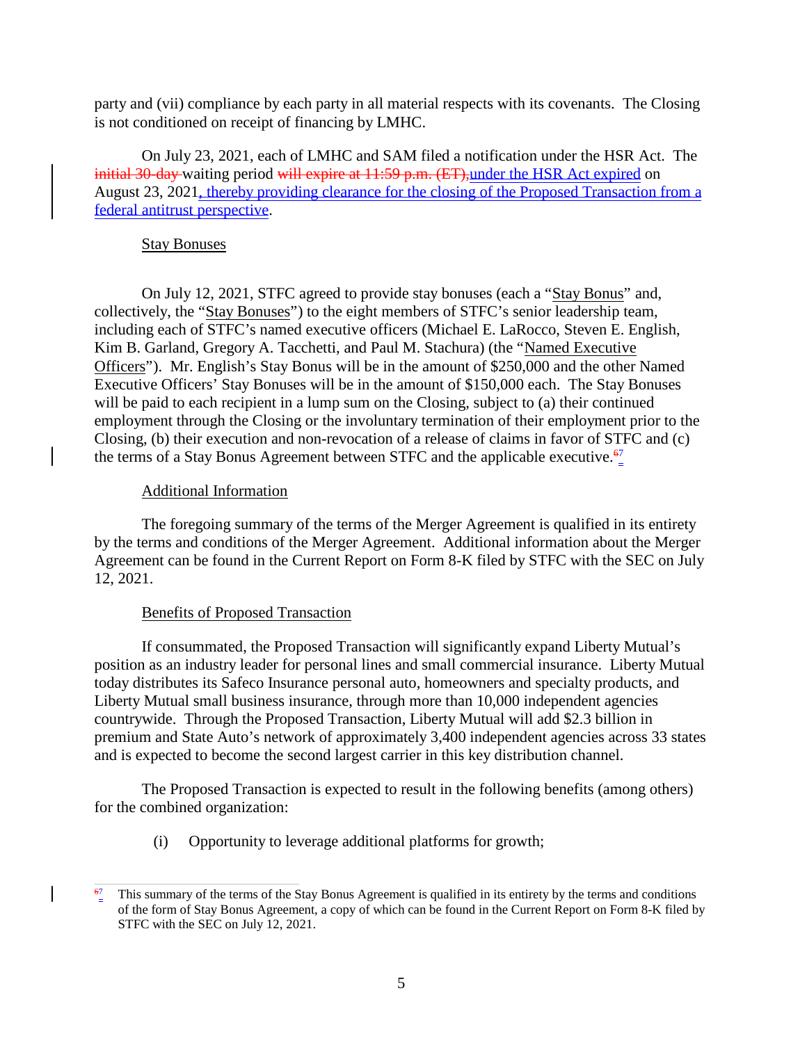party and (vii) compliance by each party in all material respects with its covenants. The Closing is not conditioned on receipt of financing by LMHC.

On July 23, 2021, each of LMHC and SAM filed a notification under the HSR Act. The ~~initial 30-day~~ waiting period ~~will expire at 11:59 p.m. (ET),~~under the HSR Act expired on August 23, 2021, thereby providing clearance for the closing of the Proposed Transaction from a federal antitrust perspective.

Stay Bonuses

On July 12, 2021, STFC agreed to provide stay bonuses (each a "Stay Bonus" and, collectively, the "Stay Bonuses") to the eight members of STFC's senior leadership team, including each of STFC's named executive officers (Michael E. LaRocco, Steven E. English, Kim B. Garland, Gregory A. Tacchetti, and Paul M. Stachura) (the "Named Executive Officers"). Mr. English's Stay Bonus will be in the amount of $250,000 and the other Named Executive Officers' Stay Bonuses will be in the amount of $150,000 each. The Stay Bonuses will be paid to each recipient in a lump sum on the Closing, subject to (a) their continued employment through the Closing or the involuntary termination of their employment prior to the Closing, (b) their execution and non-revocation of a release of claims in favor of STFC and (c) the terms of a Stay Bonus Agreement between STFC and the applicable executive.[~~6~~7]

Additional Information

The foregoing summary of the terms of the Merger Agreement is qualified in its entirety by the terms and conditions of the Merger Agreement. Additional information about the Merger Agreement can be found in the Current Report on Form 8-K filed by STFC with the SEC on July 12, 2021.

Benefits of Proposed Transaction

If consummated, the Proposed Transaction will significantly expand Liberty Mutual's position as an industry leader for personal lines and small commercial insurance. Liberty Mutual today distributes its Safeco Insurance personal auto, homeowners and specialty products, and Liberty Mutual small business insurance, through more than 10,000 independent agencies countrywide. Through the Proposed Transaction, Liberty Mutual will add $2.3 billion in premium and State Auto's network of approximately 3,400 independent agencies across 33 states and is expected to become the second largest carrier in this key distribution channel.

The Proposed Transaction is expected to result in the following benefits (among others) for the combined organization:

(i) Opportunity to leverage additional platforms for growth;

---

[~~6~~7] This summary of the terms of the Stay Bonus Agreement is qualified in its entirety by the terms and conditions of the form of Stay Bonus Agreement, a copy of which can be found in the Current Report on Form 8-K filed by STFC with the SEC on July 12, 2021.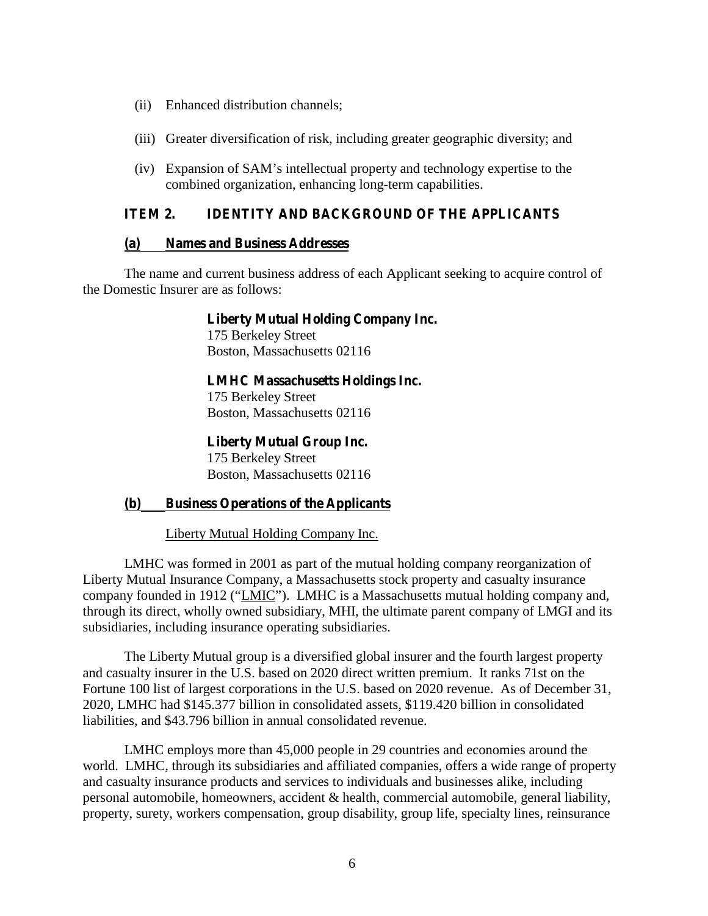(ii) Enhanced distribution channels;

(iii) Greater diversification of risk, including greater geographic diversity; and

(iv) Expansion of SAM's intellectual property and technology expertise to the combined organization, enhancing long-term capabilities.

## ITEM 2. IDENTITY AND BACKGROUND OF THE APPLICANTS

### (a) Names and Business Addresses

The name and current business address of each Applicant seeking to acquire control of the Domestic Insurer are as follows:

**Liberty Mutual Holding Company Inc.**
175 Berkeley Street
Boston, Massachusetts 02116

**LMHC Massachusetts Holdings Inc.**
175 Berkeley Street
Boston, Massachusetts 02116

**Liberty Mutual Group Inc.**
175 Berkeley Street
Boston, Massachusetts 02116

### (b) Business Operations of the Applicants

Liberty Mutual Holding Company Inc.

LMHC was formed in 2001 as part of the mutual holding company reorganization of Liberty Mutual Insurance Company, a Massachusetts stock property and casualty insurance company founded in 1912 ("LMIC"). LMHC is a Massachusetts mutual holding company and, through its direct, wholly owned subsidiary, MHI, the ultimate parent company of LMGI and its subsidiaries, including insurance operating subsidiaries.

The Liberty Mutual group is a diversified global insurer and the fourth largest property and casualty insurer in the U.S. based on 2020 direct written premium. It ranks 71st on the Fortune 100 list of largest corporations in the U.S. based on 2020 revenue. As of December 31, 2020, LMHC had $145.377 billion in consolidated assets, $119.420 billion in consolidated liabilities, and $43.796 billion in annual consolidated revenue.

LMHC employs more than 45,000 people in 29 countries and economies around the world. LMHC, through its subsidiaries and affiliated companies, offers a wide range of property and casualty insurance products and services to individuals and businesses alike, including personal automobile, homeowners, accident & health, commercial automobile, general liability, property, surety, workers compensation, group disability, group life, specialty lines, reinsurance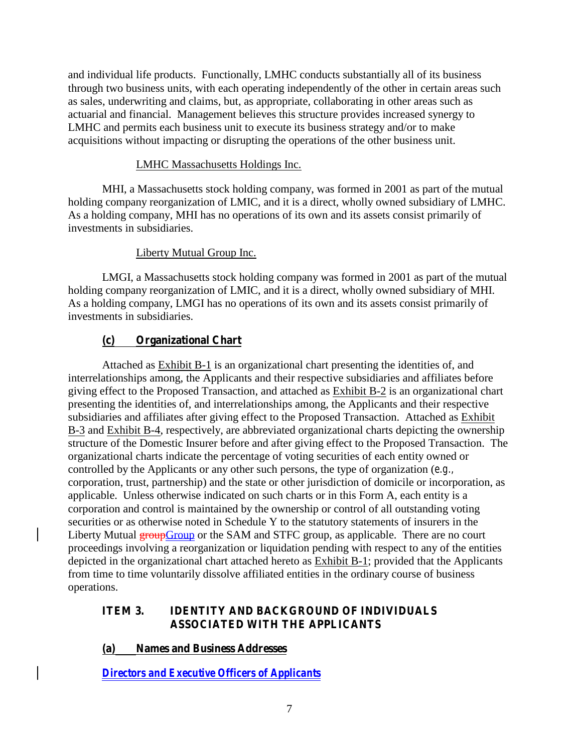and individual life products. Functionally, LMHC conducts substantially all of its business through two business units, with each operating independently of the other in certain areas such as sales, underwriting and claims, but, as appropriate, collaborating in other areas such as actuarial and financial. Management believes this structure provides increased synergy to LMHC and permits each business unit to execute its business strategy and/or to make acquisitions without impacting or disrupting the operations of the other business unit.

LMHC Massachusetts Holdings Inc.

MHI, a Massachusetts stock holding company, was formed in 2001 as part of the mutual holding company reorganization of LMIC, and it is a direct, wholly owned subsidiary of LMHC. As a holding company, MHI has no operations of its own and its assets consist primarily of investments in subsidiaries.

Liberty Mutual Group Inc.

LMGI, a Massachusetts stock holding company was formed in 2001 as part of the mutual holding company reorganization of LMIC, and it is a direct, wholly owned subsidiary of MHI. As a holding company, LMGI has no operations of its own and its assets consist primarily of investments in subsidiaries.

### (c) Organizational Chart

Attached as Exhibit B-1 is an organizational chart presenting the identities of, and interrelationships among, the Applicants and their respective subsidiaries and affiliates before giving effect to the Proposed Transaction, and attached as Exhibit B-2 is an organizational chart presenting the identities of, and interrelationships among, the Applicants and their respective subsidiaries and affiliates after giving effect to the Proposed Transaction. Attached as Exhibit B-3 and Exhibit B-4, respectively, are abbreviated organizational charts depicting the ownership structure of the Domestic Insurer before and after giving effect to the Proposed Transaction. The organizational charts indicate the percentage of voting securities of each entity owned or controlled by the Applicants or any other such persons, the type of organization (*e.g.*, corporation, trust, partnership) and the state or other jurisdiction of domicile or incorporation, as applicable. Unless otherwise indicated on such charts or in this Form A, each entity is a corporation and control is maintained by the ownership or control of all outstanding voting securities or as otherwise noted in Schedule Y to the statutory statements of insurers in the Liberty Mutual ~~group~~Group or the SAM and STFC group, as applicable. There are no court proceedings involving a reorganization or liquidation pending with respect to any of the entities depicted in the organizational chart attached hereto as Exhibit B-1; provided that the Applicants from time to time voluntarily dissolve affiliated entities in the ordinary course of business operations.

## ITEM 3. IDENTITY AND BACKGROUND OF INDIVIDUALS ASSOCIATED WITH THE APPLICANTS

### (a) Names and Business Addresses

***Directors and Executive Officers of Applicants***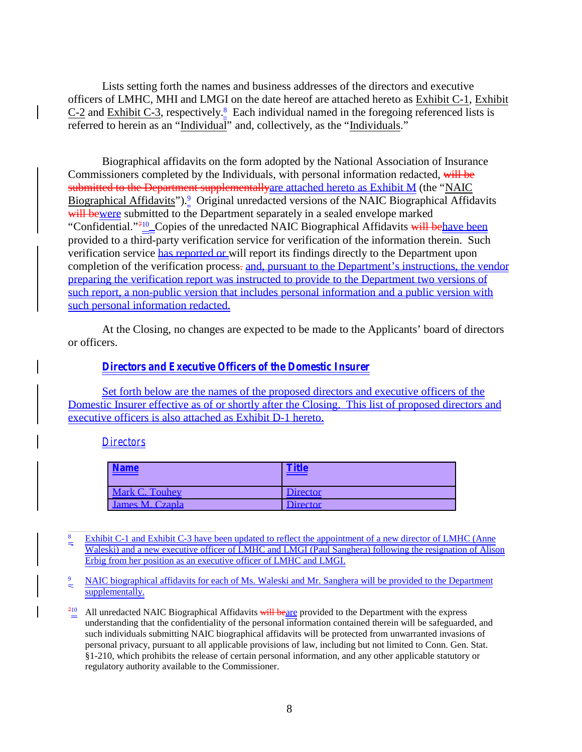Lists setting forth the names and business addresses of the directors and executive officers of LMHC, MHI and LMGI on the date hereof are attached hereto as Exhibit C-1, Exhibit C-2 and Exhibit C-3, respectively.[8] Each individual named in the foregoing referenced lists is referred to herein as an "Individual" and, collectively, as the "Individuals."

Biographical affidavits on the form adopted by the National Association of Insurance Commissioners completed by the Individuals, with personal information redacted, ~~will be submitted to the Department supplementally~~are attached hereto as Exhibit M (the "NAIC Biographical Affidavits").[9] Original unredacted versions of the NAIC Biographical Affidavits ~~will be~~were submitted to the Department separately in a sealed envelope marked "Confidential."[~~7~~10] Copies of the unredacted NAIC Biographical Affidavits ~~will be~~have been provided to a third-party verification service for verification of the information therein. Such verification service has reported or will report its findings directly to the Department upon completion of the verification process~~.~~ and, pursuant to the Department's instructions, the vendor preparing the verification report was instructed to provide to the Department two versions of such report, a non-public version that includes personal information and a public version with such personal information redacted.

At the Closing, no changes are expected to be made to the Applicants' board of directors or officers.

### *Directors and Executive Officers of the Domestic Insurer*

Set forth below are the names of the proposed directors and executive officers of the Domestic Insurer effective as of or shortly after the Closing. This list of proposed directors and executive officers is also attached as Exhibit D-1 hereto.

*Directors*

| Name | Title |
|---|---|
| Mark C. Touhey | Director |
| James M. Czapla | Director |

---

[8] Exhibit C-1 and Exhibit C-3 have been updated to reflect the appointment of a new director of LMHC (Anne Waleski) and a new executive officer of LMHC and LMGI (Paul Sanghera) following the resignation of Alison Erbig from her position as an executive officer of LMHC and LMGI.

[9] NAIC biographical affidavits for each of Ms. Waleski and Mr. Sanghera will be provided to the Department supplementally.

[~~7~~10] All unredacted NAIC Biographical Affidavits ~~will be~~are provided to the Department with the express understanding that the confidentiality of the personal information contained therein will be safeguarded, and such individuals submitting NAIC biographical affidavits will be protected from unwarranted invasions of personal privacy, pursuant to all applicable provisions of law, including but not limited to Conn. Gen. Stat. §1-210, which prohibits the release of certain personal information, and any other applicable statutory or regulatory authority available to the Commissioner.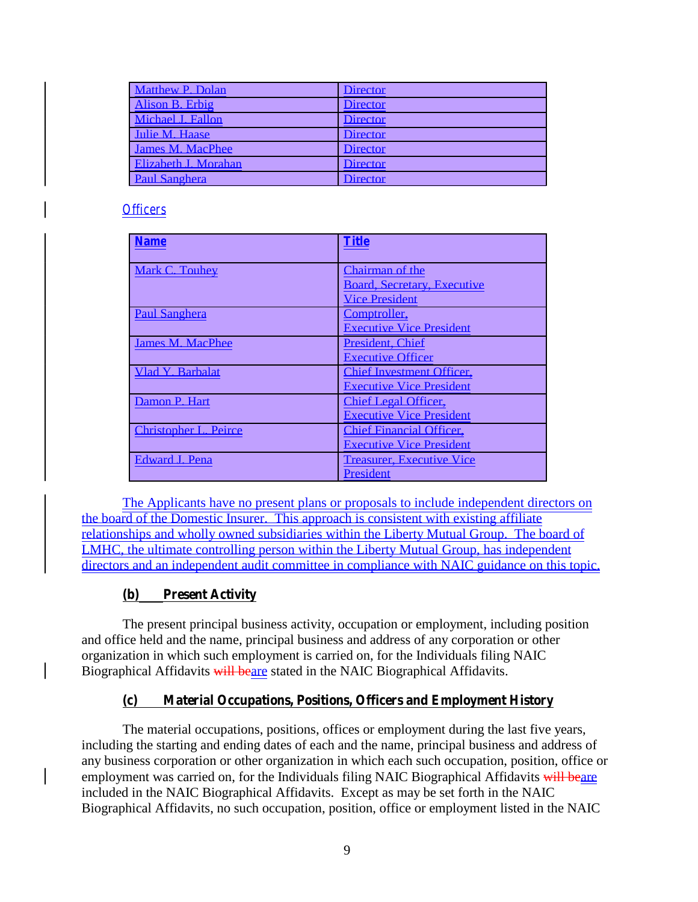| Matthew P. Dolan | Director |
|---|---|
| Alison B. Erbig | Director |
| Michael J. Fallon | Director |
| Julie M. Haase | Director |
| James M. MacPhee | Director |
| Elizabeth J. Morahan | Director |
| Paul Sanghera | Director |

*Officers*

| **Name** | **Title** |
|---|---|
| Mark C. Touhey | Chairman of the Board, Secretary, Executive Vice President |
| Paul Sanghera | Comptroller, Executive Vice President |
| James M. MacPhee | President, Chief Executive Officer |
| Vlad Y. Barbalat | Chief Investment Officer, Executive Vice President |
| Damon P. Hart | Chief Legal Officer, Executive Vice President |
| Christopher L. Peirce | Chief Financial Officer, Executive Vice President |
| Edward J. Pena | Treasurer, Executive Vice President |

The Applicants have no present plans or proposals to include independent directors on the board of the Domestic Insurer. This approach is consistent with existing affiliate relationships and wholly owned subsidiaries within the Liberty Mutual Group. The board of LMHC, the ultimate controlling person within the Liberty Mutual Group, has independent directors and an independent audit committee in compliance with NAIC guidance on this topic.

### (b) Present Activity

The present principal business activity, occupation or employment, including position and office held and the name, principal business and address of any corporation or other organization in which such employment is carried on, for the Individuals filing NAIC Biographical Affidavits ~~will be~~are stated in the NAIC Biographical Affidavits.

### (c) Material Occupations, Positions, Officers and Employment History

The material occupations, positions, offices or employment during the last five years, including the starting and ending dates of each and the name, principal business and address of any business corporation or other organization in which each such occupation, position, office or employment was carried on, for the Individuals filing NAIC Biographical Affidavits ~~will be~~are included in the NAIC Biographical Affidavits. Except as may be set forth in the NAIC Biographical Affidavits, no such occupation, position, office or employment listed in the NAIC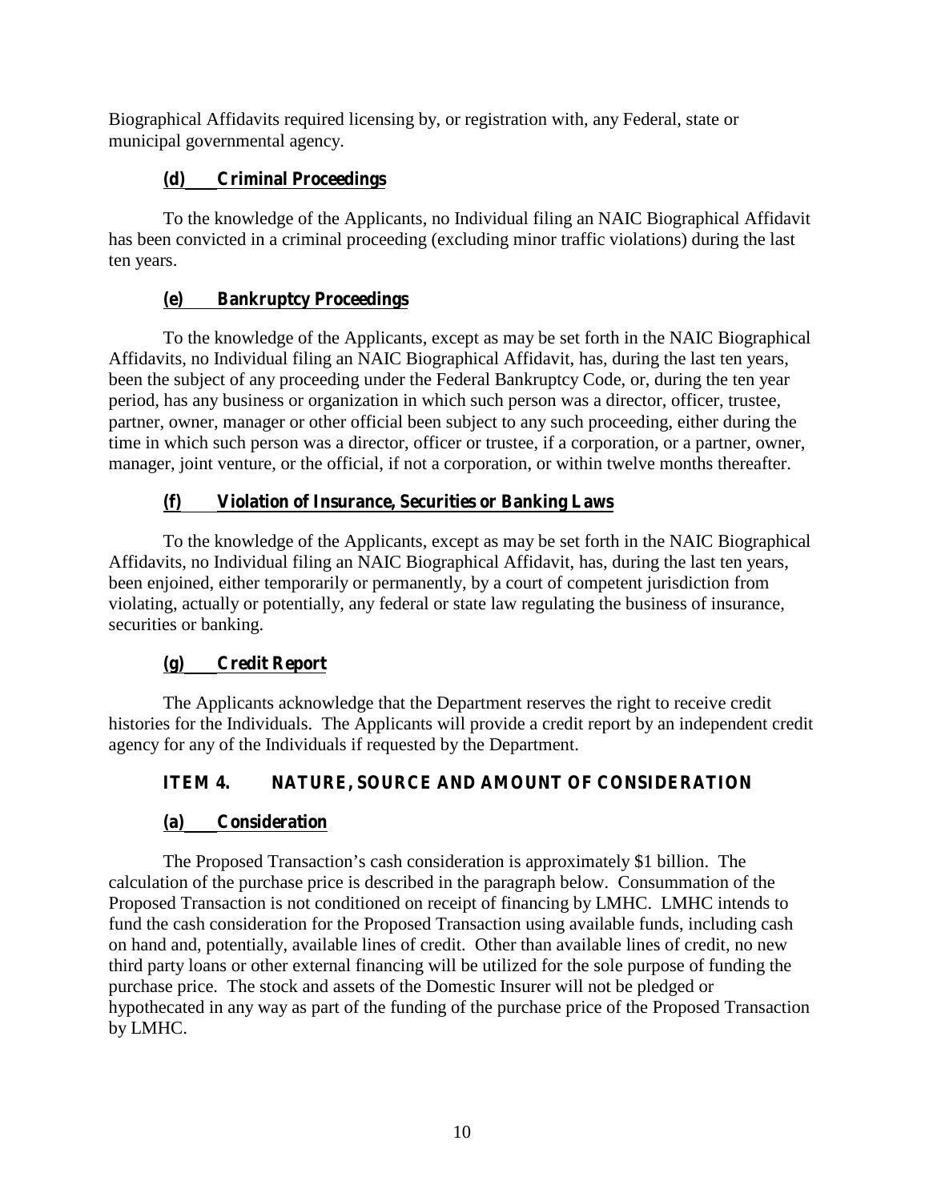Biographical Affidavits required licensing by, or registration with, any Federal, state or municipal governmental agency.

### (d) Criminal Proceedings

To the knowledge of the Applicants, no Individual filing an NAIC Biographical Affidavit has been convicted in a criminal proceeding (excluding minor traffic violations) during the last ten years.

### (e) Bankruptcy Proceedings

To the knowledge of the Applicants, except as may be set forth in the NAIC Biographical Affidavits, no Individual filing an NAIC Biographical Affidavit, has, during the last ten years, been the subject of any proceeding under the Federal Bankruptcy Code, or, during the ten year period, has any business or organization in which such person was a director, officer, trustee, partner, owner, manager or other official been subject to any such proceeding, either during the time in which such person was a director, officer or trustee, if a corporation, or a partner, owner, manager, joint venture, or the official, if not a corporation, or within twelve months thereafter.

### (f) Violation of Insurance, Securities or Banking Laws

To the knowledge of the Applicants, except as may be set forth in the NAIC Biographical Affidavits, no Individual filing an NAIC Biographical Affidavit, has, during the last ten years, been enjoined, either temporarily or permanently, by a court of competent jurisdiction from violating, actually or potentially, any federal or state law regulating the business of insurance, securities or banking.

### (g) Credit Report

The Applicants acknowledge that the Department reserves the right to receive credit histories for the Individuals. The Applicants will provide a credit report by an independent credit agency for any of the Individuals if requested by the Department.

## ITEM 4. NATURE, SOURCE AND AMOUNT OF CONSIDERATION

### (a) Consideration

The Proposed Transaction's cash consideration is approximately $1 billion. The calculation of the purchase price is described in the paragraph below. Consummation of the Proposed Transaction is not conditioned on receipt of financing by LMHC. LMHC intends to fund the cash consideration for the Proposed Transaction using available funds, including cash on hand and, potentially, available lines of credit. Other than available lines of credit, no new third party loans or other external financing will be utilized for the sole purpose of funding the purchase price. The stock and assets of the Domestic Insurer will not be pledged or hypothecated in any way as part of the funding of the purchase price of the Proposed Transaction by LMHC.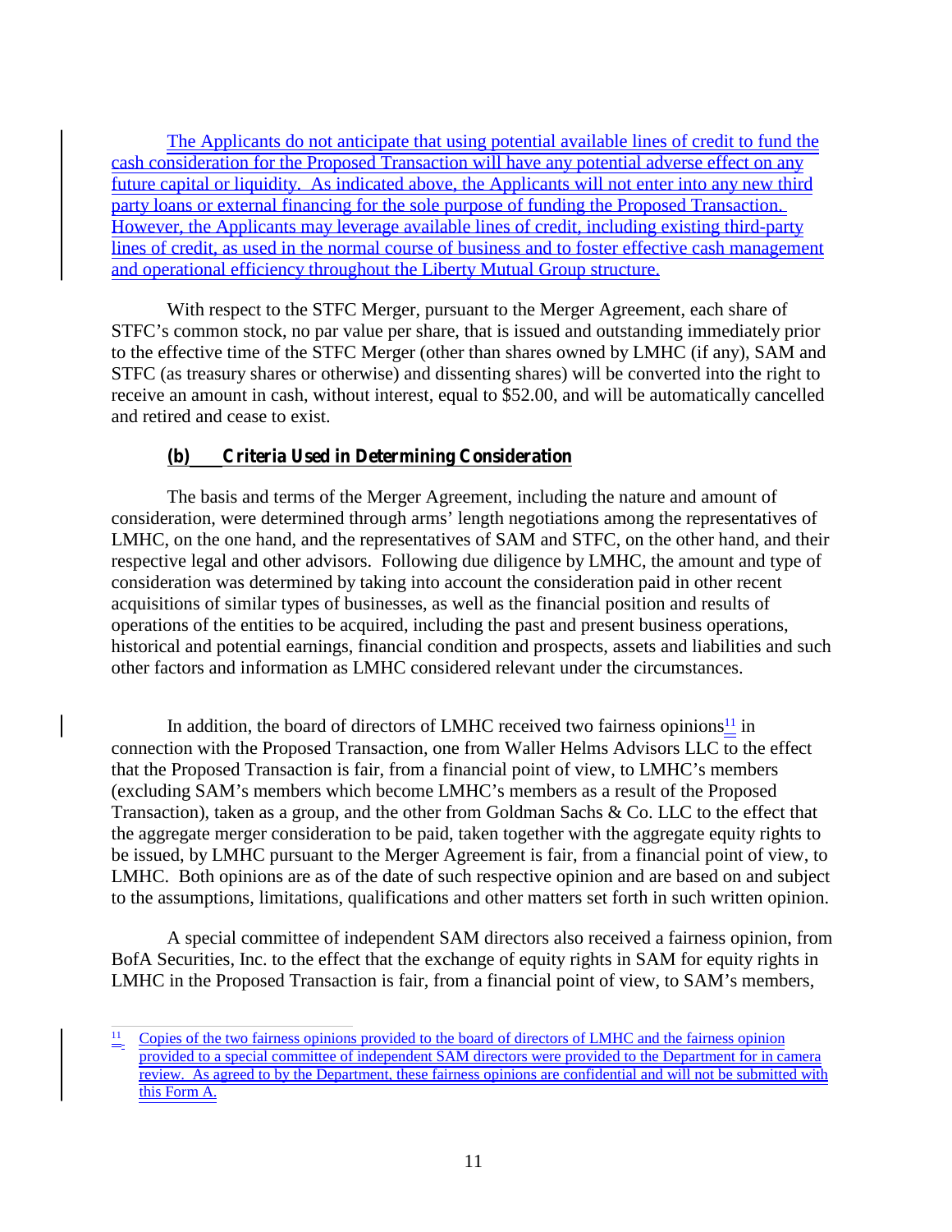The Applicants do not anticipate that using potential available lines of credit to fund the cash consideration for the Proposed Transaction will have any potential adverse effect on any future capital or liquidity. As indicated above, the Applicants will not enter into any new third party loans or external financing for the sole purpose of funding the Proposed Transaction. However, the Applicants may leverage available lines of credit, including existing third-party lines of credit, as used in the normal course of business and to foster effective cash management and operational efficiency throughout the Liberty Mutual Group structure.

With respect to the STFC Merger, pursuant to the Merger Agreement, each share of STFC's common stock, no par value per share, that is issued and outstanding immediately prior to the effective time of the STFC Merger (other than shares owned by LMHC (if any), SAM and STFC (as treasury shares or otherwise) and dissenting shares) will be converted into the right to receive an amount in cash, without interest, equal to $52.00, and will be automatically cancelled and retired and cease to exist.

### (b) Criteria Used in Determining Consideration

The basis and terms of the Merger Agreement, including the nature and amount of consideration, were determined through arms' length negotiations among the representatives of LMHC, on the one hand, and the representatives of SAM and STFC, on the other hand, and their respective legal and other advisors. Following due diligence by LMHC, the amount and type of consideration was determined by taking into account the consideration paid in other recent acquisitions of similar types of businesses, as well as the financial position and results of operations of the entities to be acquired, including the past and present business operations, historical and potential earnings, financial condition and prospects, assets and liabilities and such other factors and information as LMHC considered relevant under the circumstances.

In addition, the board of directors of LMHC received two fairness opinions[11] in connection with the Proposed Transaction, one from Waller Helms Advisors LLC to the effect that the Proposed Transaction is fair, from a financial point of view, to LMHC's members (excluding SAM's members which become LMHC's members as a result of the Proposed Transaction), taken as a group, and the other from Goldman Sachs & Co. LLC to the effect that the aggregate merger consideration to be paid, taken together with the aggregate equity rights to be issued, by LMHC pursuant to the Merger Agreement is fair, from a financial point of view, to LMHC. Both opinions are as of the date of such respective opinion and are based on and subject to the assumptions, limitations, qualifications and other matters set forth in such written opinion.

A special committee of independent SAM directors also received a fairness opinion, from BofA Securities, Inc. to the effect that the exchange of equity rights in SAM for equity rights in LMHC in the Proposed Transaction is fair, from a financial point of view, to SAM's members,

---

[11] Copies of the two fairness opinions provided to the board of directors of LMHC and the fairness opinion provided to a special committee of independent SAM directors were provided to the Department for in camera review. As agreed to by the Department, these fairness opinions are confidential and will not be submitted with this Form A.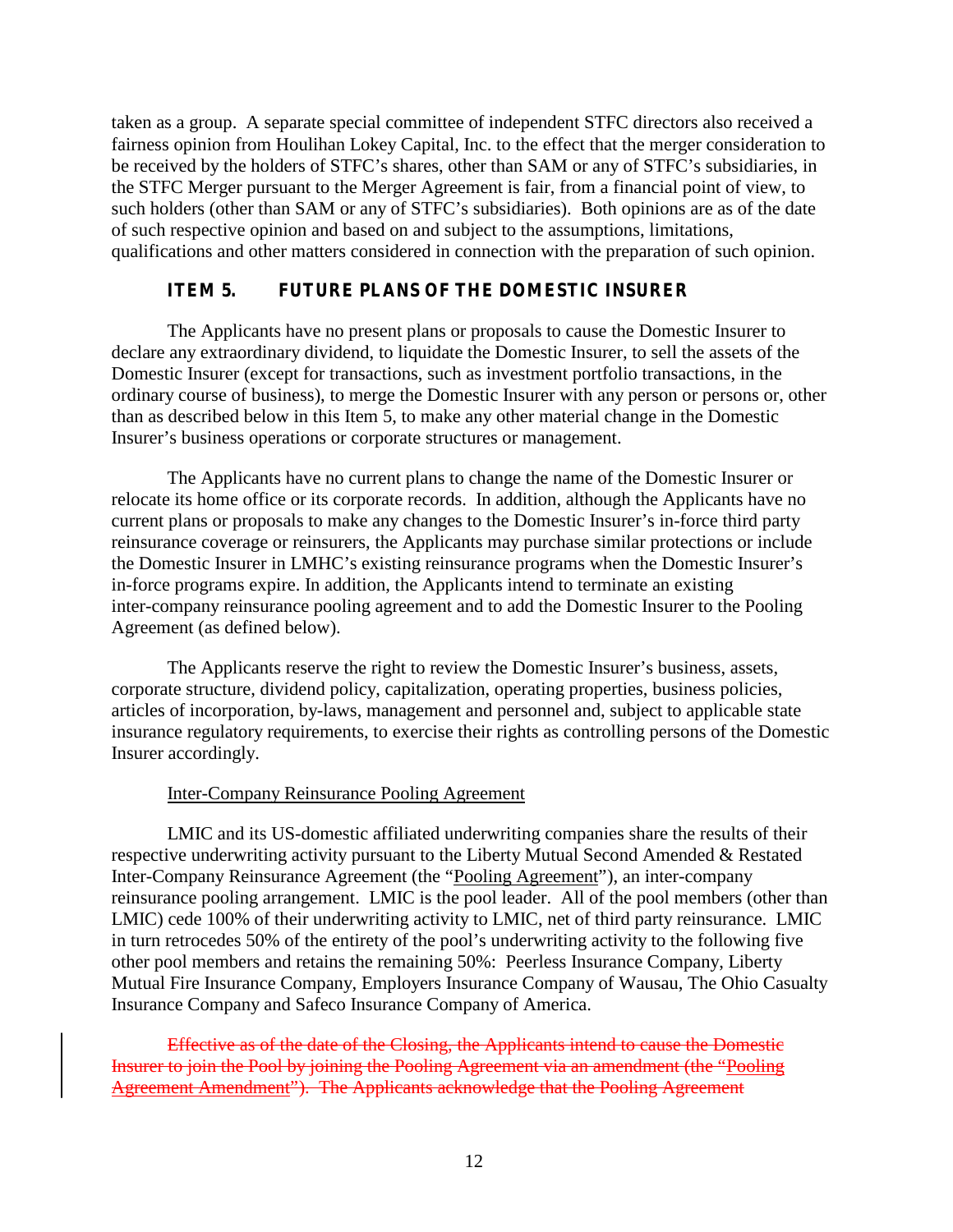taken as a group. A separate special committee of independent STFC directors also received a fairness opinion from Houlihan Lokey Capital, Inc. to the effect that the merger consideration to be received by the holders of STFC's shares, other than SAM or any of STFC's subsidiaries, in the STFC Merger pursuant to the Merger Agreement is fair, from a financial point of view, to such holders (other than SAM or any of STFC's subsidiaries). Both opinions are as of the date of such respective opinion and based on and subject to the assumptions, limitations, qualifications and other matters considered in connection with the preparation of such opinion.

## ITEM 5. FUTURE PLANS OF THE DOMESTIC INSURER

The Applicants have no present plans or proposals to cause the Domestic Insurer to declare any extraordinary dividend, to liquidate the Domestic Insurer, to sell the assets of the Domestic Insurer (except for transactions, such as investment portfolio transactions, in the ordinary course of business), to merge the Domestic Insurer with any person or persons or, other than as described below in this Item 5, to make any other material change in the Domestic Insurer's business operations or corporate structures or management.

The Applicants have no current plans to change the name of the Domestic Insurer or relocate its home office or its corporate records. In addition, although the Applicants have no current plans or proposals to make any changes to the Domestic Insurer's in-force third party reinsurance coverage or reinsurers, the Applicants may purchase similar protections or include the Domestic Insurer in LMHC's existing reinsurance programs when the Domestic Insurer's in-force programs expire. In addition, the Applicants intend to terminate an existing inter-company reinsurance pooling agreement and to add the Domestic Insurer to the Pooling Agreement (as defined below).

The Applicants reserve the right to review the Domestic Insurer's business, assets, corporate structure, dividend policy, capitalization, operating properties, business policies, articles of incorporation, by-laws, management and personnel and, subject to applicable state insurance regulatory requirements, to exercise their rights as controlling persons of the Domestic Insurer accordingly.

Inter-Company Reinsurance Pooling Agreement

LMIC and its US-domestic affiliated underwriting companies share the results of their respective underwriting activity pursuant to the Liberty Mutual Second Amended & Restated Inter-Company Reinsurance Agreement (the "Pooling Agreement"), an inter-company reinsurance pooling arrangement. LMIC is the pool leader. All of the pool members (other than LMIC) cede 100% of their underwriting activity to LMIC, net of third party reinsurance. LMIC in turn retrocedes 50% of the entirety of the pool's underwriting activity to the following five other pool members and retains the remaining 50%: Peerless Insurance Company, Liberty Mutual Fire Insurance Company, Employers Insurance Company of Wausau, The Ohio Casualty Insurance Company and Safeco Insurance Company of America.

~~Effective as of the date of the Closing, the Applicants intend to cause the Domestic Insurer to join the Pool by joining the Pooling Agreement via an amendment (the "Pooling Agreement Amendment"). The Applicants acknowledge that the Pooling Agreement~~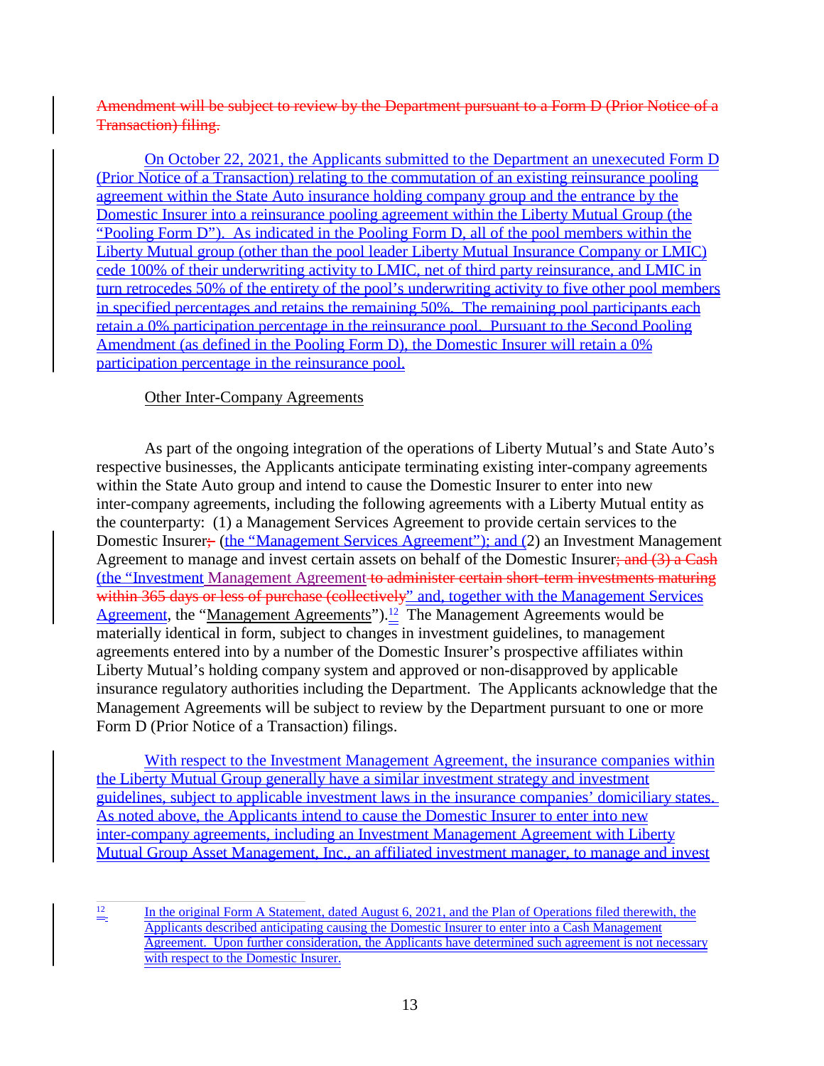~~Amendment will be subject to review by the Department pursuant to a Form D (Prior Notice of a Transaction) filing.~~

On October 22, 2021, the Applicants submitted to the Department an unexecuted Form D (Prior Notice of a Transaction) relating to the commutation of an existing reinsurance pooling agreement within the State Auto insurance holding company group and the entrance by the Domestic Insurer into a reinsurance pooling agreement within the Liberty Mutual Group (the "Pooling Form D"). As indicated in the Pooling Form D, all of the pool members within the Liberty Mutual group (other than the pool leader Liberty Mutual Insurance Company or LMIC) cede 100% of their underwriting activity to LMIC, net of third party reinsurance, and LMIC in turn retrocedes 50% of the entirety of the pool's underwriting activity to five other pool members in specified percentages and retains the remaining 50%. The remaining pool participants each retain a 0% participation percentage in the reinsurance pool. Pursuant to the Second Pooling Amendment (as defined in the Pooling Form D), the Domestic Insurer will retain a 0% participation percentage in the reinsurance pool.

Other Inter-Company Agreements

As part of the ongoing integration of the operations of Liberty Mutual's and State Auto's respective businesses, the Applicants anticipate terminating existing inter-company agreements within the State Auto group and intend to cause the Domestic Insurer to enter into new inter-company agreements, including the following agreements with a Liberty Mutual entity as the counterparty: (1) a Management Services Agreement to provide certain services to the Domestic Insurer~~;~~ (the "Management Services Agreement"); and (2) an Investment Management Agreement to manage and invest certain assets on behalf of the Domestic Insurer~~; and (3) a Cash~~ (the "Investment Management Agreement~~ to administer certain short-term investments maturing within 365 days or less of purchase (collectively~~" and, together with the Management Services Agreement, the "Management Agreements").[12] The Management Agreements would be materially identical in form, subject to changes in investment guidelines, to management agreements entered into by a number of the Domestic Insurer's prospective affiliates within Liberty Mutual's holding company system and approved or non-disapproved by applicable insurance regulatory authorities including the Department. The Applicants acknowledge that the Management Agreements will be subject to review by the Department pursuant to one or more Form D (Prior Notice of a Transaction) filings.

With respect to the Investment Management Agreement, the insurance companies within the Liberty Mutual Group generally have a similar investment strategy and investment guidelines, subject to applicable investment laws in the insurance companies' domiciliary states. As noted above, the Applicants intend to cause the Domestic Insurer to enter into new inter-company agreements, including an Investment Management Agreement with Liberty Mutual Group Asset Management, Inc., an affiliated investment manager, to manage and invest

[12] In the original Form A Statement, dated August 6, 2021, and the Plan of Operations filed therewith, the Applicants described anticipating causing the Domestic Insurer to enter into a Cash Management Agreement. Upon further consideration, the Applicants have determined such agreement is not necessary with respect to the Domestic Insurer.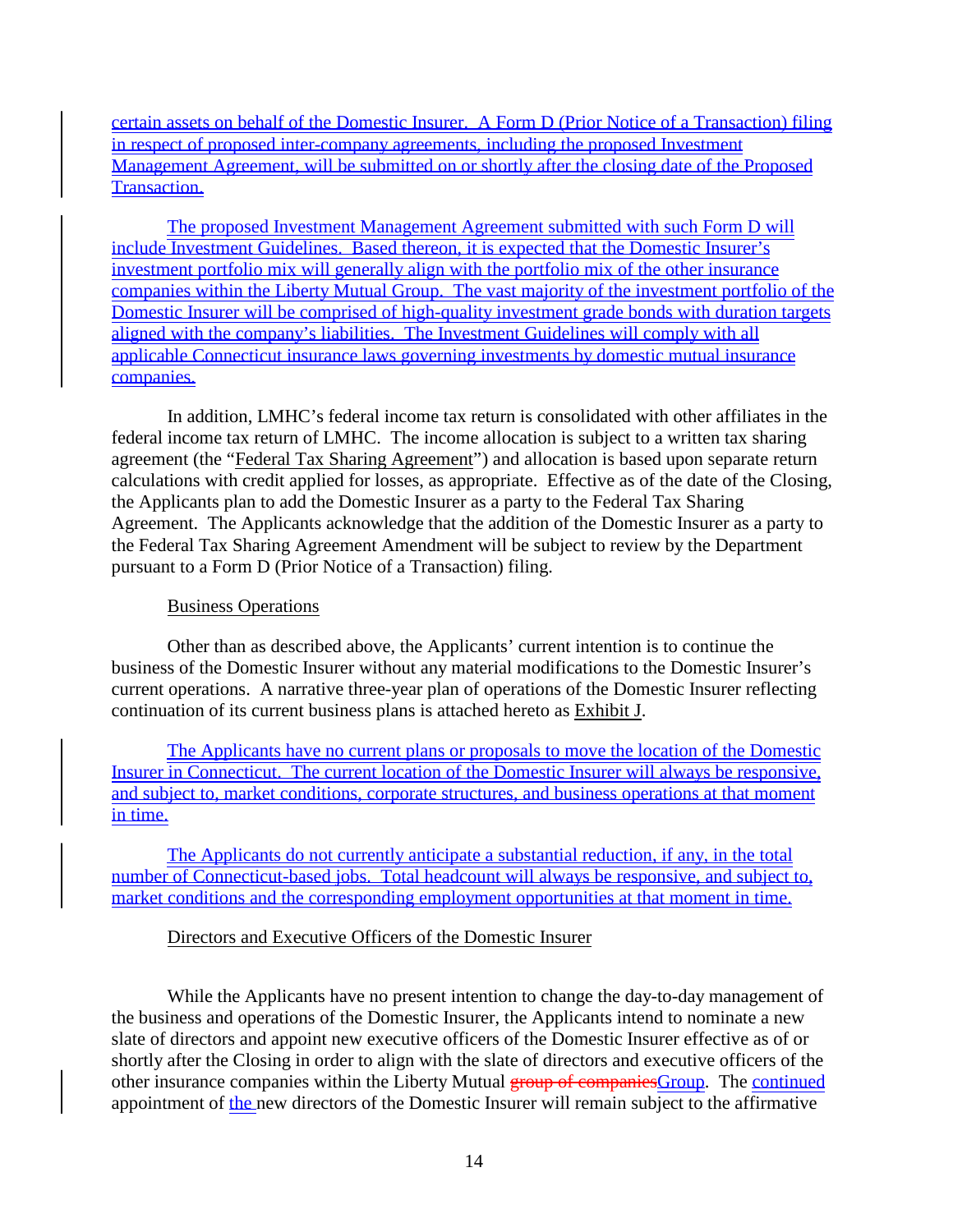certain assets on behalf of the Domestic Insurer. A Form D (Prior Notice of a Transaction) filing in respect of proposed inter-company agreements, including the proposed Investment Management Agreement, will be submitted on or shortly after the closing date of the Proposed Transaction.

The proposed Investment Management Agreement submitted with such Form D will include Investment Guidelines. Based thereon, it is expected that the Domestic Insurer's investment portfolio mix will generally align with the portfolio mix of the other insurance companies within the Liberty Mutual Group. The vast majority of the investment portfolio of the Domestic Insurer will be comprised of high-quality investment grade bonds with duration targets aligned with the company's liabilities. The Investment Guidelines will comply with all applicable Connecticut insurance laws governing investments by domestic mutual insurance companies.

In addition, LMHC's federal income tax return is consolidated with other affiliates in the federal income tax return of LMHC. The income allocation is subject to a written tax sharing agreement (the "Federal Tax Sharing Agreement") and allocation is based upon separate return calculations with credit applied for losses, as appropriate. Effective as of the date of the Closing, the Applicants plan to add the Domestic Insurer as a party to the Federal Tax Sharing Agreement. The Applicants acknowledge that the addition of the Domestic Insurer as a party to the Federal Tax Sharing Agreement Amendment will be subject to review by the Department pursuant to a Form D (Prior Notice of a Transaction) filing.

Business Operations

Other than as described above, the Applicants' current intention is to continue the business of the Domestic Insurer without any material modifications to the Domestic Insurer's current operations. A narrative three-year plan of operations of the Domestic Insurer reflecting continuation of its current business plans is attached hereto as Exhibit J.

The Applicants have no current plans or proposals to move the location of the Domestic Insurer in Connecticut. The current location of the Domestic Insurer will always be responsive, and subject to, market conditions, corporate structures, and business operations at that moment in time.

The Applicants do not currently anticipate a substantial reduction, if any, in the total number of Connecticut-based jobs. Total headcount will always be responsive, and subject to, market conditions and the corresponding employment opportunities at that moment in time.

Directors and Executive Officers of the Domestic Insurer

While the Applicants have no present intention to change the day-to-day management of the business and operations of the Domestic Insurer, the Applicants intend to nominate a new slate of directors and appoint new executive officers of the Domestic Insurer effective as of or shortly after the Closing in order to align with the slate of directors and executive officers of the other insurance companies within the Liberty Mutual ~~group of companies~~Group. The continued appointment of the new directors of the Domestic Insurer will remain subject to the affirmative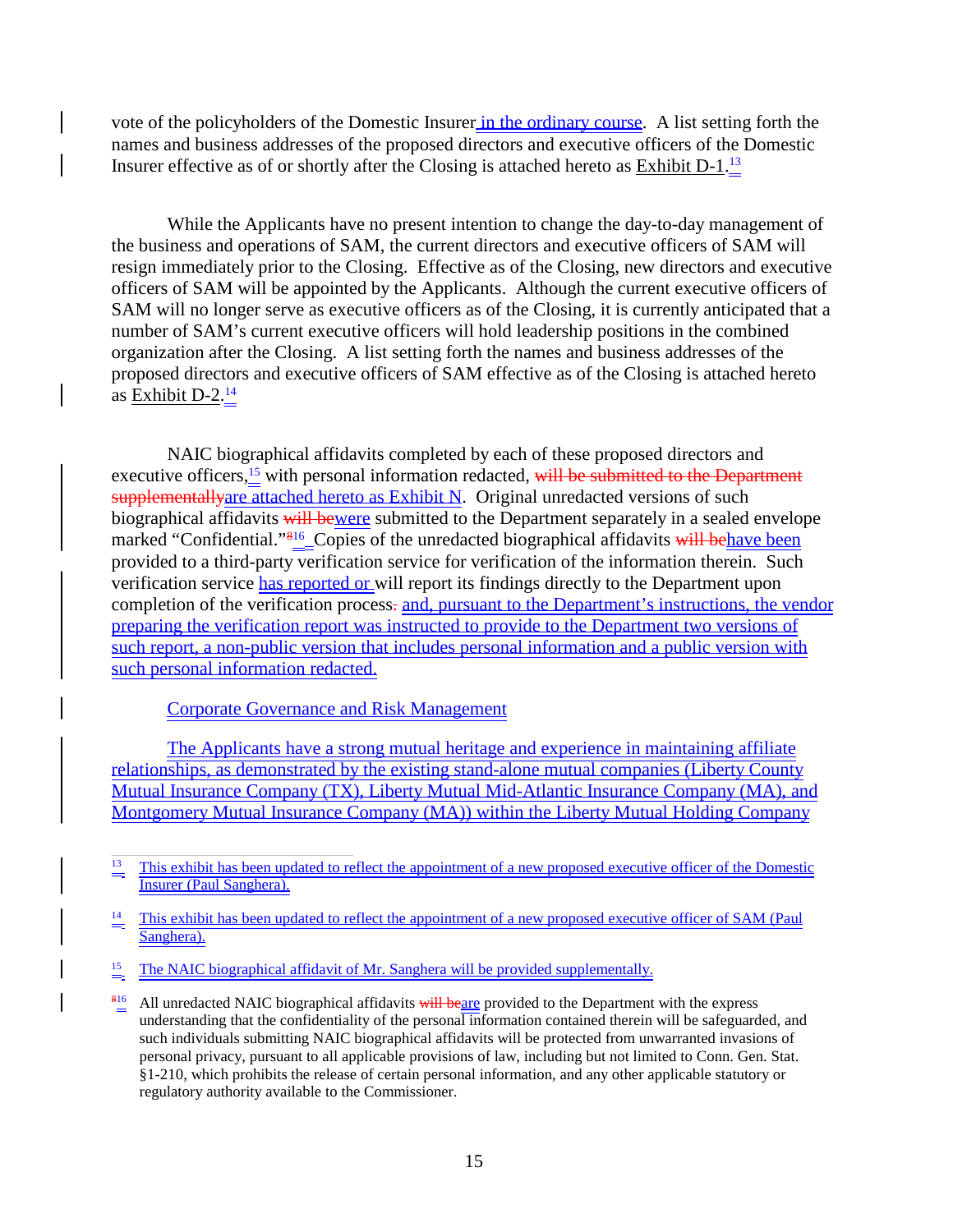vote of the policyholders of the Domestic Insurer in the ordinary course. A list setting forth the names and business addresses of the proposed directors and executive officers of the Domestic Insurer effective as of or shortly after the Closing is attached hereto as Exhibit D-1.[13]

While the Applicants have no present intention to change the day-to-day management of the business and operations of SAM, the current directors and executive officers of SAM will resign immediately prior to the Closing. Effective as of the Closing, new directors and executive officers of SAM will be appointed by the Applicants. Although the current executive officers of SAM will no longer serve as executive officers as of the Closing, it is currently anticipated that a number of SAM's current executive officers will hold leadership positions in the combined organization after the Closing. A list setting forth the names and business addresses of the proposed directors and executive officers of SAM effective as of the Closing is attached hereto as Exhibit D-2.[14]

NAIC biographical affidavits completed by each of these proposed directors and executive officers,[15] with personal information redacted, ~~will be submitted to the Department supplementally~~are attached hereto as Exhibit N. Original unredacted versions of such biographical affidavits ~~will be~~were submitted to the Department separately in a sealed envelope marked "Confidential."~~8~~[16] Copies of the unredacted biographical affidavits ~~will be~~have been provided to a third-party verification service for verification of the information therein. Such verification service has reported or will report its findings directly to the Department upon completion of the verification process~~.~~ and, pursuant to the Department's instructions, the vendor preparing the verification report was instructed to provide to the Department two versions of such report, a non-public version that includes personal information and a public version with such personal information redacted.

Corporate Governance and Risk Management

The Applicants have a strong mutual heritage and experience in maintaining affiliate relationships, as demonstrated by the existing stand-alone mutual companies (Liberty County Mutual Insurance Company (TX), Liberty Mutual Mid-Atlantic Insurance Company (MA), and Montgomery Mutual Insurance Company (MA)) within the Liberty Mutual Holding Company

---

[13] This exhibit has been updated to reflect the appointment of a new proposed executive officer of the Domestic Insurer (Paul Sanghera).

[14] This exhibit has been updated to reflect the appointment of a new proposed executive officer of SAM (Paul Sanghera).

[15] The NAIC biographical affidavit of Mr. Sanghera will be provided supplementally.

~~8~~[16] All unredacted NAIC biographical affidavits ~~will be~~are provided to the Department with the express understanding that the confidentiality of the personal information contained therein will be safeguarded, and such individuals submitting NAIC biographical affidavits will be protected from unwarranted invasions of personal privacy, pursuant to all applicable provisions of law, including but not limited to Conn. Gen. Stat. §1-210, which prohibits the release of certain personal information, and any other applicable statutory or regulatory authority available to the Commissioner.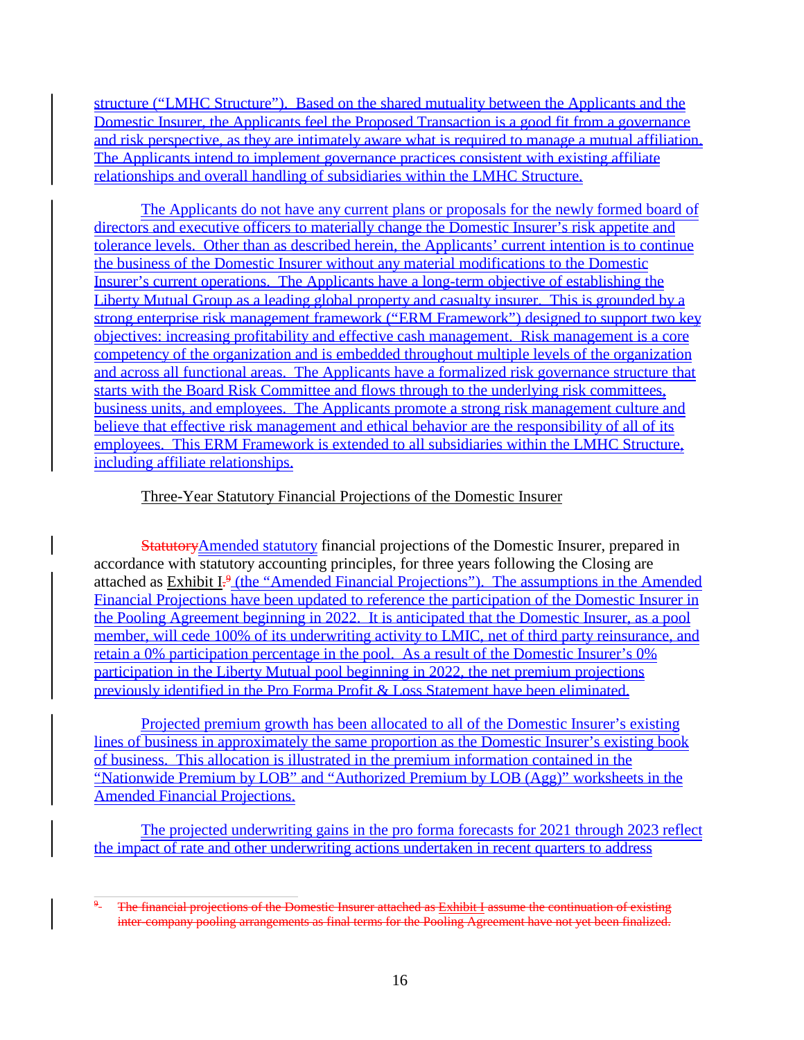structure (“LMHC Structure”). Based on the shared mutuality between the Applicants and the Domestic Insurer, the Applicants feel the Proposed Transaction is a good fit from a governance and risk perspective, as they are intimately aware what is required to manage a mutual affiliation. The Applicants intend to implement governance practices consistent with existing affiliate relationships and overall handling of subsidiaries within the LMHC Structure.

The Applicants do not have any current plans or proposals for the newly formed board of directors and executive officers to materially change the Domestic Insurer’s risk appetite and tolerance levels. Other than as described herein, the Applicants’ current intention is to continue the business of the Domestic Insurer without any material modifications to the Domestic Insurer’s current operations. The Applicants have a long-term objective of establishing the Liberty Mutual Group as a leading global property and casualty insurer. This is grounded by a strong enterprise risk management framework (“ERM Framework”) designed to support two key objectives: increasing profitability and effective cash management. Risk management is a core competency of the organization and is embedded throughout multiple levels of the organization and across all functional areas. The Applicants have a formalized risk governance structure that starts with the Board Risk Committee and flows through to the underlying risk committees, business units, and employees. The Applicants promote a strong risk management culture and believe that effective risk management and ethical behavior are the responsibility of all of its employees. This ERM Framework is extended to all subsidiaries within the LMHC Structure, including affiliate relationships.

Three-Year Statutory Financial Projections of the Domestic Insurer

~~Statutory~~Amended statutory financial projections of the Domestic Insurer, prepared in accordance with statutory accounting principles, for three years following the Closing are attached as Exhibit I.~~[9]~~ (the “Amended Financial Projections”). The assumptions in the Amended Financial Projections have been updated to reference the participation of the Domestic Insurer in the Pooling Agreement beginning in 2022. It is anticipated that the Domestic Insurer, as a pool member, will cede 100% of its underwriting activity to LMIC, net of third party reinsurance, and retain a 0% participation percentage in the pool. As a result of the Domestic Insurer’s 0% participation in the Liberty Mutual pool beginning in 2022, the net premium projections previously identified in the Pro Forma Profit & Loss Statement have been eliminated.

Projected premium growth has been allocated to all of the Domestic Insurer’s existing lines of business in approximately the same proportion as the Domestic Insurer’s existing book of business. This allocation is illustrated in the premium information contained in the “Nationwide Premium by LOB” and “Authorized Premium by LOB (Agg)” worksheets in the Amended Financial Projections.

The projected underwriting gains in the pro forma forecasts for 2021 through 2023 reflect the impact of rate and other underwriting actions undertaken in recent quarters to address

---

~~[9] The financial projections of the Domestic Insurer attached as Exhibit I assume the continuation of existing inter-company pooling arrangements as final terms for the Pooling Agreement have not yet been finalized.~~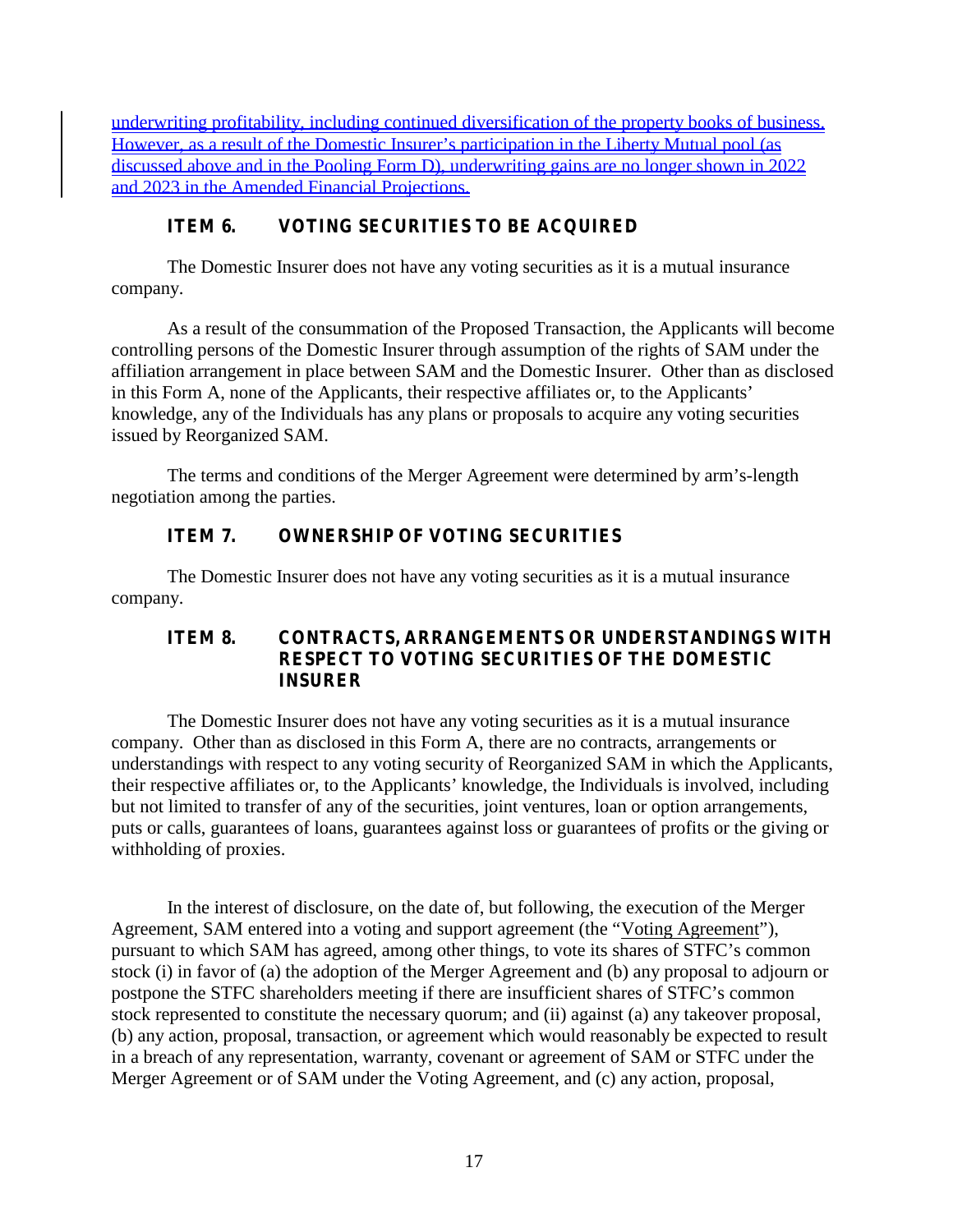underwriting profitability, including continued diversification of the property books of business. However, as a result of the Domestic Insurer's participation in the Liberty Mutual pool (as discussed above and in the Pooling Form D), underwriting gains are no longer shown in 2022 and 2023 in the Amended Financial Projections.

## ITEM 6. VOTING SECURITIES TO BE ACQUIRED

The Domestic Insurer does not have any voting securities as it is a mutual insurance company.

As a result of the consummation of the Proposed Transaction, the Applicants will become controlling persons of the Domestic Insurer through assumption of the rights of SAM under the affiliation arrangement in place between SAM and the Domestic Insurer. Other than as disclosed in this Form A, none of the Applicants, their respective affiliates or, to the Applicants' knowledge, any of the Individuals has any plans or proposals to acquire any voting securities issued by Reorganized SAM.

The terms and conditions of the Merger Agreement were determined by arm's-length negotiation among the parties.

## ITEM 7. OWNERSHIP OF VOTING SECURITIES

The Domestic Insurer does not have any voting securities as it is a mutual insurance company.

## ITEM 8. CONTRACTS, ARRANGEMENTS OR UNDERSTANDINGS WITH RESPECT TO VOTING SECURITIES OF THE DOMESTIC INSURER

The Domestic Insurer does not have any voting securities as it is a mutual insurance company. Other than as disclosed in this Form A, there are no contracts, arrangements or understandings with respect to any voting security of Reorganized SAM in which the Applicants, their respective affiliates or, to the Applicants' knowledge, the Individuals is involved, including but not limited to transfer of any of the securities, joint ventures, loan or option arrangements, puts or calls, guarantees of loans, guarantees against loss or guarantees of profits or the giving or withholding of proxies.

In the interest of disclosure, on the date of, but following, the execution of the Merger Agreement, SAM entered into a voting and support agreement (the "Voting Agreement"), pursuant to which SAM has agreed, among other things, to vote its shares of STFC's common stock (i) in favor of (a) the adoption of the Merger Agreement and (b) any proposal to adjourn or postpone the STFC shareholders meeting if there are insufficient shares of STFC's common stock represented to constitute the necessary quorum; and (ii) against (a) any takeover proposal, (b) any action, proposal, transaction, or agreement which would reasonably be expected to result in a breach of any representation, warranty, covenant or agreement of SAM or STFC under the Merger Agreement or of SAM under the Voting Agreement, and (c) any action, proposal,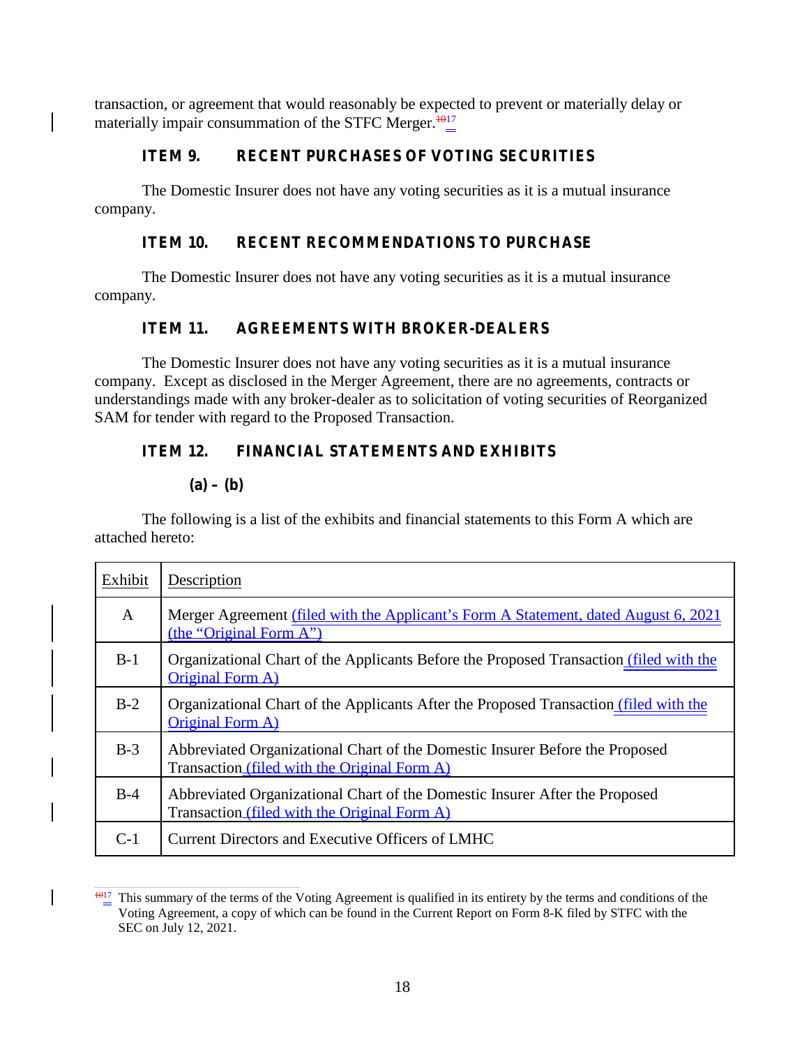transaction, or agreement that would reasonably be expected to prevent or materially delay or materially impair consummation of the STFC Merger.[17]

### ITEM 9. RECENT PURCHASES OF VOTING SECURITIES

The Domestic Insurer does not have any voting securities as it is a mutual insurance company.

### ITEM 10. RECENT RECOMMENDATIONS TO PURCHASE

The Domestic Insurer does not have any voting securities as it is a mutual insurance company.

### ITEM 11. AGREEMENTS WITH BROKER-DEALERS

The Domestic Insurer does not have any voting securities as it is a mutual insurance company. Except as disclosed in the Merger Agreement, there are no agreements, contracts or understandings made with any broker-dealer as to solicitation of voting securities of Reorganized SAM for tender with regard to the Proposed Transaction.

### ITEM 12. FINANCIAL STATEMENTS AND EXHIBITS

#### (a) – (b)

The following is a list of the exhibits and financial statements to this Form A which are attached hereto:

| Exhibit | Description |
|---|---|
| A | Merger Agreement (filed with the Applicant's Form A Statement, dated August 6, 2021 (the "Original Form A") |
| B-1 | Organizational Chart of the Applicants Before the Proposed Transaction (filed with the Original Form A) |
| B-2 | Organizational Chart of the Applicants After the Proposed Transaction (filed with the Original Form A) |
| B-3 | Abbreviated Organizational Chart of the Domestic Insurer Before the Proposed Transaction (filed with the Original Form A) |
| B-4 | Abbreviated Organizational Chart of the Domestic Insurer After the Proposed Transaction (filed with the Original Form A) |
| C-1 | Current Directors and Executive Officers of LMHC |

[17] This summary of the terms of the Voting Agreement is qualified in its entirety by the terms and conditions of the Voting Agreement, a copy of which can be found in the Current Report on Form 8-K filed by STFC with the SEC on July 12, 2021.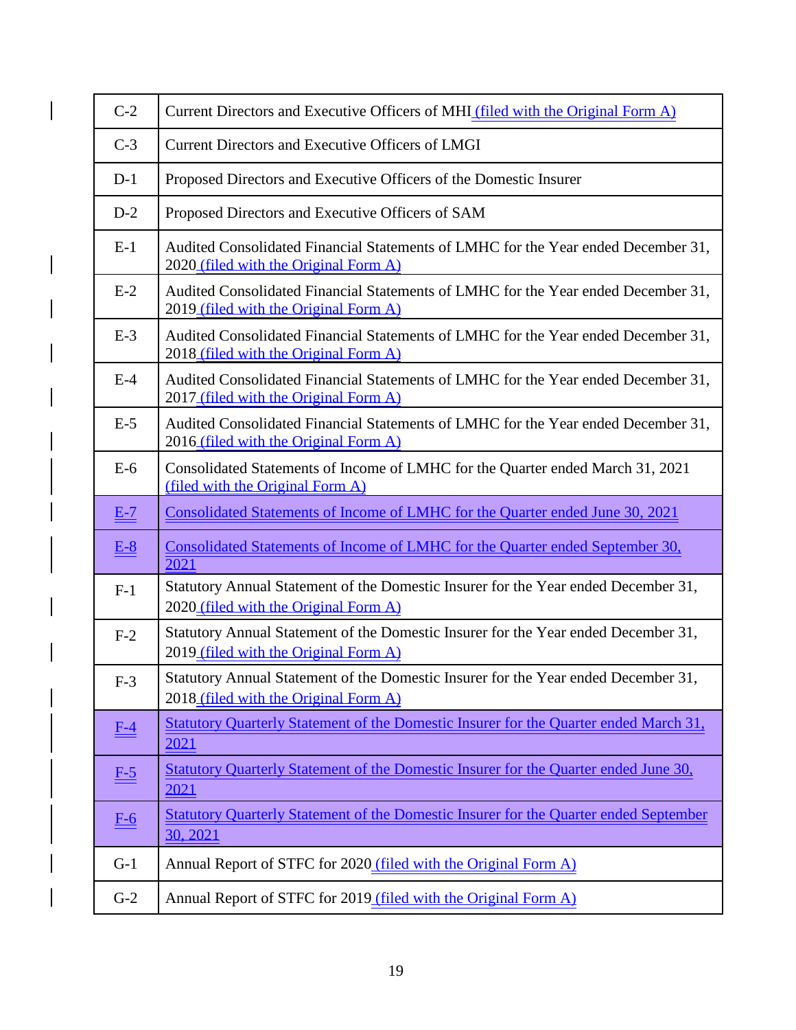| | |
|---|---|
| C-2 | Current Directors and Executive Officers of MHI (filed with the Original Form A) |
| C-3 | Current Directors and Executive Officers of LMGI |
| D-1 | Proposed Directors and Executive Officers of the Domestic Insurer |
| D-2 | Proposed Directors and Executive Officers of SAM |
| E-1 | Audited Consolidated Financial Statements of LMHC for the Year ended December 31, 2020 (filed with the Original Form A) |
| E-2 | Audited Consolidated Financial Statements of LMHC for the Year ended December 31, 2019 (filed with the Original Form A) |
| E-3 | Audited Consolidated Financial Statements of LMHC for the Year ended December 31, 2018 (filed with the Original Form A) |
| E-4 | Audited Consolidated Financial Statements of LMHC for the Year ended December 31, 2017 (filed with the Original Form A) |
| E-5 | Audited Consolidated Financial Statements of LMHC for the Year ended December 31, 2016 (filed with the Original Form A) |
| E-6 | Consolidated Statements of Income of LMHC for the Quarter ended March 31, 2021 (filed with the Original Form A) |
| E-7 | Consolidated Statements of Income of LMHC for the Quarter ended June 30, 2021 |
| E-8 | Consolidated Statements of Income of LMHC for the Quarter ended September 30, 2021 |
| F-1 | Statutory Annual Statement of the Domestic Insurer for the Year ended December 31, 2020 (filed with the Original Form A) |
| F-2 | Statutory Annual Statement of the Domestic Insurer for the Year ended December 31, 2019 (filed with the Original Form A) |
| F-3 | Statutory Annual Statement of the Domestic Insurer for the Year ended December 31, 2018 (filed with the Original Form A) |
| F-4 | Statutory Quarterly Statement of the Domestic Insurer for the Quarter ended March 31, 2021 |
| F-5 | Statutory Quarterly Statement of the Domestic Insurer for the Quarter ended June 30, 2021 |
| F-6 | Statutory Quarterly Statement of the Domestic Insurer for the Quarter ended September 30, 2021 |
| G-1 | Annual Report of STFC for 2020 (filed with the Original Form A) |
| G-2 | Annual Report of STFC for 2019 (filed with the Original Form A) |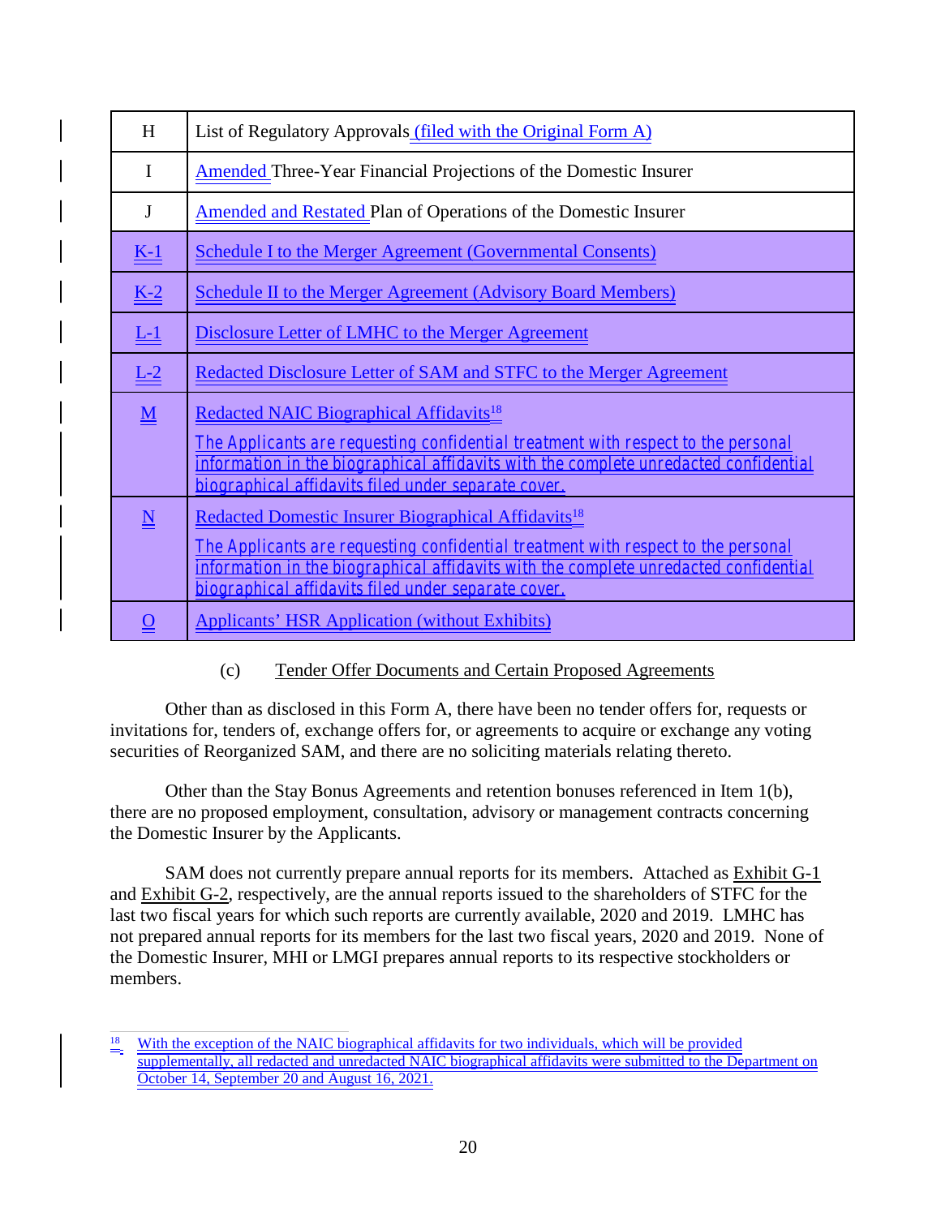| H | List of Regulatory Approvals (filed with the Original Form A) |
|---|---|
| I | Amended Three-Year Financial Projections of the Domestic Insurer |
| J | Amended and Restated Plan of Operations of the Domestic Insurer |
| K-1 | Schedule I to the Merger Agreement (Governmental Consents) |
| K-2 | Schedule II to the Merger Agreement (Advisory Board Members) |
| L-1 | Disclosure Letter of LMHC to the Merger Agreement |
| L-2 | Redacted Disclosure Letter of SAM and STFC to the Merger Agreement |
| M | Redacted NAIC Biographical Affidavits[18]<br><br>The Applicants are requesting confidential treatment with respect to the personal information in the biographical affidavits with the complete unredacted confidential biographical affidavits filed under separate cover. |
| N | Redacted Domestic Insurer Biographical Affidavits[18]<br><br>The Applicants are requesting confidential treatment with respect to the personal information in the biographical affidavits with the complete unredacted confidential biographical affidavits filed under separate cover. |
| O | Applicants' HSR Application (without Exhibits) |

(c) Tender Offer Documents and Certain Proposed Agreements

Other than as disclosed in this Form A, there have been no tender offers for, requests or invitations for, tenders of, exchange offers for, or agreements to acquire or exchange any voting securities of Reorganized SAM, and there are no soliciting materials relating thereto.

Other than the Stay Bonus Agreements and retention bonuses referenced in Item 1(b), there are no proposed employment, consultation, advisory or management contracts concerning the Domestic Insurer by the Applicants.

SAM does not currently prepare annual reports for its members. Attached as Exhibit G-1 and Exhibit G-2, respectively, are the annual reports issued to the shareholders of STFC for the last two fiscal years for which such reports are currently available, 2020 and 2019. LMHC has not prepared annual reports for its members for the last two fiscal years, 2020 and 2019. None of the Domestic Insurer, MHI or LMGI prepares annual reports to its respective stockholders or members.

[18] With the exception of the NAIC biographical affidavits for two individuals, which will be provided supplementally, all redacted and unredacted NAIC biographical affidavits were submitted to the Department on October 14, September 20 and August 16, 2021.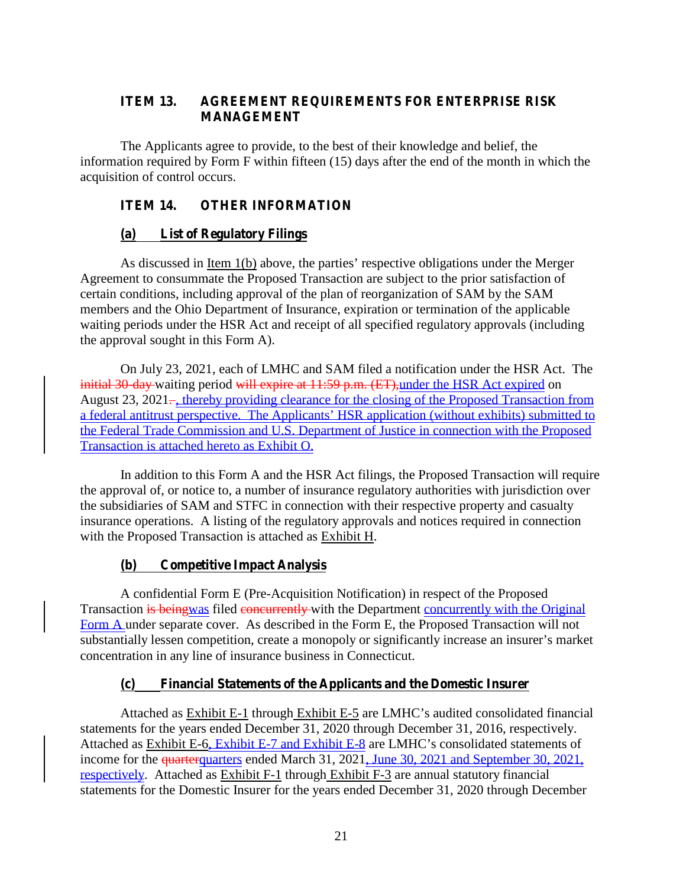## ITEM 13. AGREEMENT REQUIREMENTS FOR ENTERPRISE RISK MANAGEMENT

The Applicants agree to provide, to the best of their knowledge and belief, the information required by Form F within fifteen (15) days after the end of the month in which the acquisition of control occurs.

## ITEM 14. OTHER INFORMATION

### (a) List of Regulatory Filings

As discussed in Item 1(b) above, the parties' respective obligations under the Merger Agreement to consummate the Proposed Transaction are subject to the prior satisfaction of certain conditions, including approval of the plan of reorganization of SAM by the SAM members and the Ohio Department of Insurance, expiration or termination of the applicable waiting periods under the HSR Act and receipt of all specified regulatory approvals (including the approval sought in this Form A).

On July 23, 2021, each of LMHC and SAM filed a notification under the HSR Act. The ~~initial 30-day~~ waiting period ~~will expire at 11:59 p.m. (ET),~~under the HSR Act expired on August 23, 2021~~.~~, thereby providing clearance for the closing of the Proposed Transaction from a federal antitrust perspective. The Applicants' HSR application (without exhibits) submitted to the Federal Trade Commission and U.S. Department of Justice in connection with the Proposed Transaction is attached hereto as Exhibit O.

In addition to this Form A and the HSR Act filings, the Proposed Transaction will require the approval of, or notice to, a number of insurance regulatory authorities with jurisdiction over the subsidiaries of SAM and STFC in connection with their respective property and casualty insurance operations. A listing of the regulatory approvals and notices required in connection with the Proposed Transaction is attached as Exhibit H.

### (b) Competitive Impact Analysis

A confidential Form E (Pre-Acquisition Notification) in respect of the Proposed Transaction ~~is being~~was filed ~~concurrently~~ with the Department concurrently with the Original Form A under separate cover. As described in the Form E, the Proposed Transaction will not substantially lessen competition, create a monopoly or significantly increase an insurer's market concentration in any line of insurance business in Connecticut.

### (c) Financial Statements of the Applicants and the Domestic Insurer

Attached as Exhibit E-1 through Exhibit E-5 are LMHC's audited consolidated financial statements for the years ended December 31, 2020 through December 31, 2016, respectively. Attached as Exhibit E-6, Exhibit E-7 and Exhibit E-8 are LMHC's consolidated statements of income for the ~~quarter~~quarters ended March 31, 2021, June 30, 2021 and September 30, 2021, respectively. Attached as Exhibit F-1 through Exhibit F-3 are annual statutory financial statements for the Domestic Insurer for the years ended December 31, 2020 through December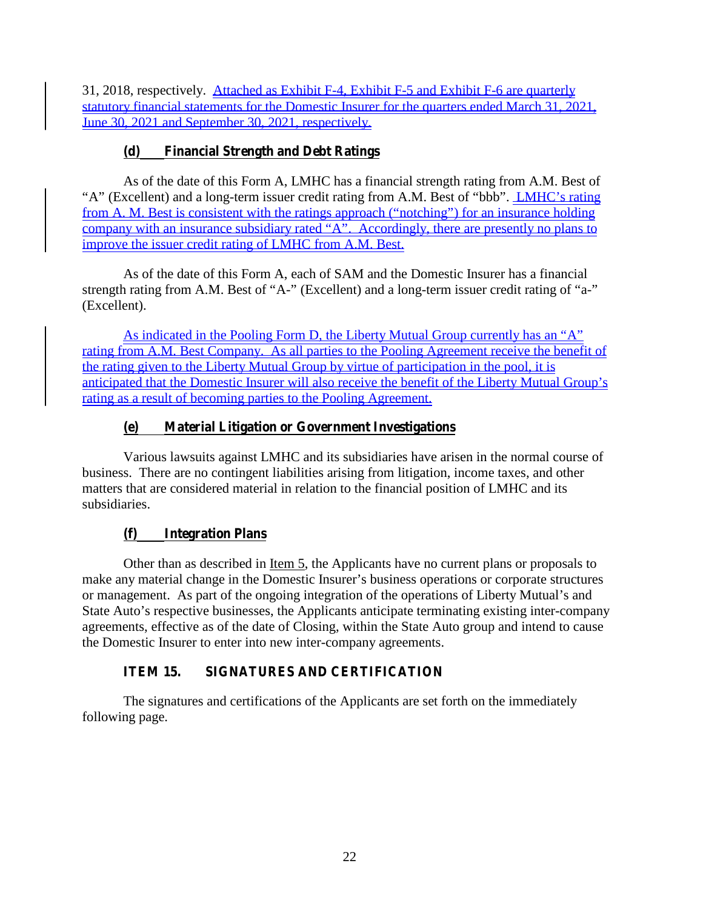31, 2018, respectively. Attached as Exhibit F-4, Exhibit F-5 and Exhibit F-6 are quarterly statutory financial statements for the Domestic Insurer for the quarters ended March 31, 2021, June 30, 2021 and September 30, 2021, respectively.

### (d) Financial Strength and Debt Ratings

As of the date of this Form A, LMHC has a financial strength rating from A.M. Best of "A" (Excellent) and a long-term issuer credit rating from A.M. Best of "bbb". LMHC's rating from A. M. Best is consistent with the ratings approach ("notching") for an insurance holding company with an insurance subsidiary rated "A". Accordingly, there are presently no plans to improve the issuer credit rating of LMHC from A.M. Best.

As of the date of this Form A, each of SAM and the Domestic Insurer has a financial strength rating from A.M. Best of "A-" (Excellent) and a long-term issuer credit rating of "a-" (Excellent).

As indicated in the Pooling Form D, the Liberty Mutual Group currently has an "A" rating from A.M. Best Company. As all parties to the Pooling Agreement receive the benefit of the rating given to the Liberty Mutual Group by virtue of participation in the pool, it is anticipated that the Domestic Insurer will also receive the benefit of the Liberty Mutual Group's rating as a result of becoming parties to the Pooling Agreement.

### (e) Material Litigation or Government Investigations

Various lawsuits against LMHC and its subsidiaries have arisen in the normal course of business. There are no contingent liabilities arising from litigation, income taxes, and other matters that are considered material in relation to the financial position of LMHC and its subsidiaries.

### (f) Integration Plans

Other than as described in Item 5, the Applicants have no current plans or proposals to make any material change in the Domestic Insurer's business operations or corporate structures or management. As part of the ongoing integration of the operations of Liberty Mutual's and State Auto's respective businesses, the Applicants anticipate terminating existing inter-company agreements, effective as of the date of Closing, within the State Auto group and intend to cause the Domestic Insurer to enter into new inter-company agreements.

## ITEM 15. SIGNATURES AND CERTIFICATION

The signatures and certifications of the Applicants are set forth on the immediately following page.